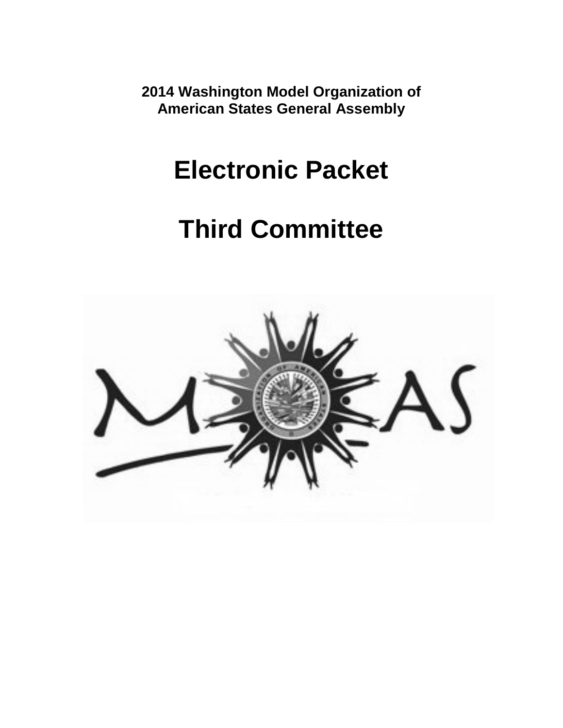**2014 Washington Model Organization of American States General Assembly**

# Electronic Packet

# Third Committee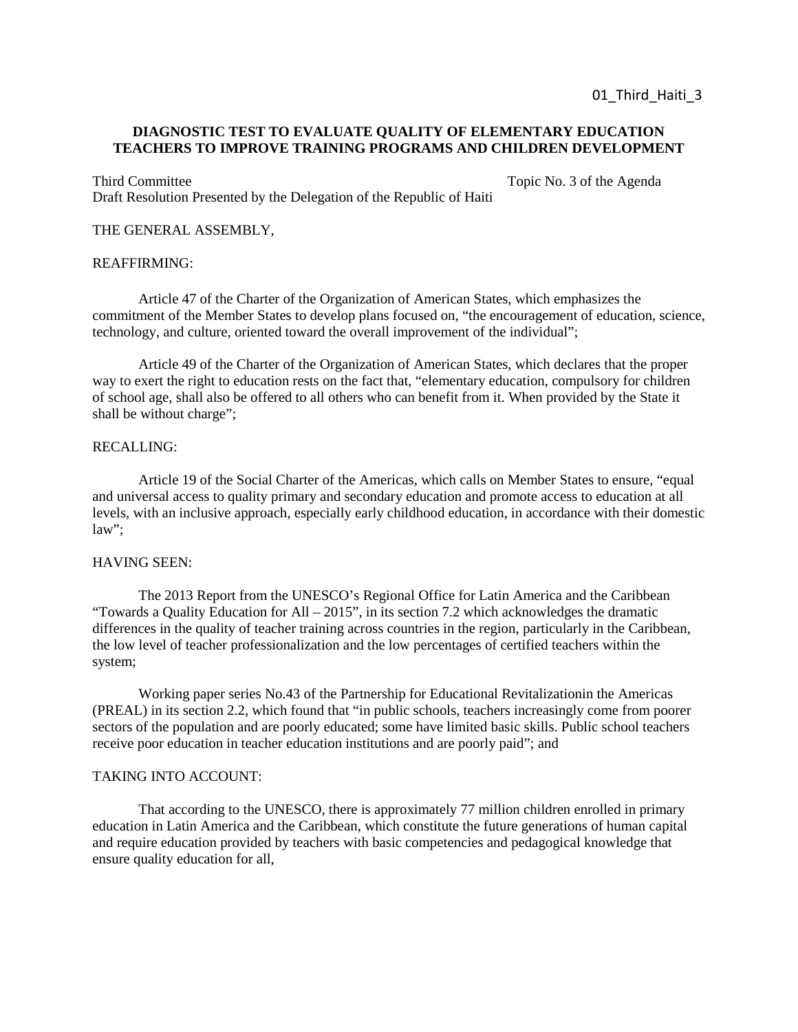01_Third_Haiti_3

**DIAGNOSTIC TEST TO EVALUATE QUALITY OF ELEMENTARY EDUCATION TEACHERS TO IMPROVE TRAINING PROGRAMS AND CHILDREN DEVELOPMENT**

Third Committee — Topic No. 3 of the Agenda

Draft Resolution Presented by the Delegation of the Republic of Haiti

THE GENERAL ASSEMBLY,

REAFFIRMING:

Article 47 of the Charter of the Organization of American States, which emphasizes the commitment of the Member States to develop plans focused on, "the encouragement of education, science, technology, and culture, oriented toward the overall improvement of the individual";

Article 49 of the Charter of the Organization of American States, which declares that the proper way to exert the right to education rests on the fact that, "elementary education, compulsory for children of school age, shall also be offered to all others who can benefit from it. When provided by the State it shall be without charge";

RECALLING:

Article 19 of the Social Charter of the Americas, which calls on Member States to ensure, "equal and universal access to quality primary and secondary education and promote access to education at all levels, with an inclusive approach, especially early childhood education, in accordance with their domestic law";

HAVING SEEN:

The 2013 Report from the UNESCO's Regional Office for Latin America and the Caribbean "Towards a Quality Education for All – 2015", in its section 7.2 which acknowledges the dramatic differences in the quality of teacher training across countries in the region, particularly in the Caribbean, the low level of teacher professionalization and the low percentages of certified teachers within the system;

Working paper series No.43 of the Partnership for Educational Revitalizationin the Americas (PREAL) in its section 2.2, which found that "in public schools, teachers increasingly come from poorer sectors of the population and are poorly educated; some have limited basic skills. Public school teachers receive poor education in teacher education institutions and are poorly paid"; and

TAKING INTO ACCOUNT:

That according to the UNESCO, there is approximately 77 million children enrolled in primary education in Latin America and the Caribbean, which constitute the future generations of human capital and require education provided by teachers with basic competencies and pedagogical knowledge that ensure quality education for all,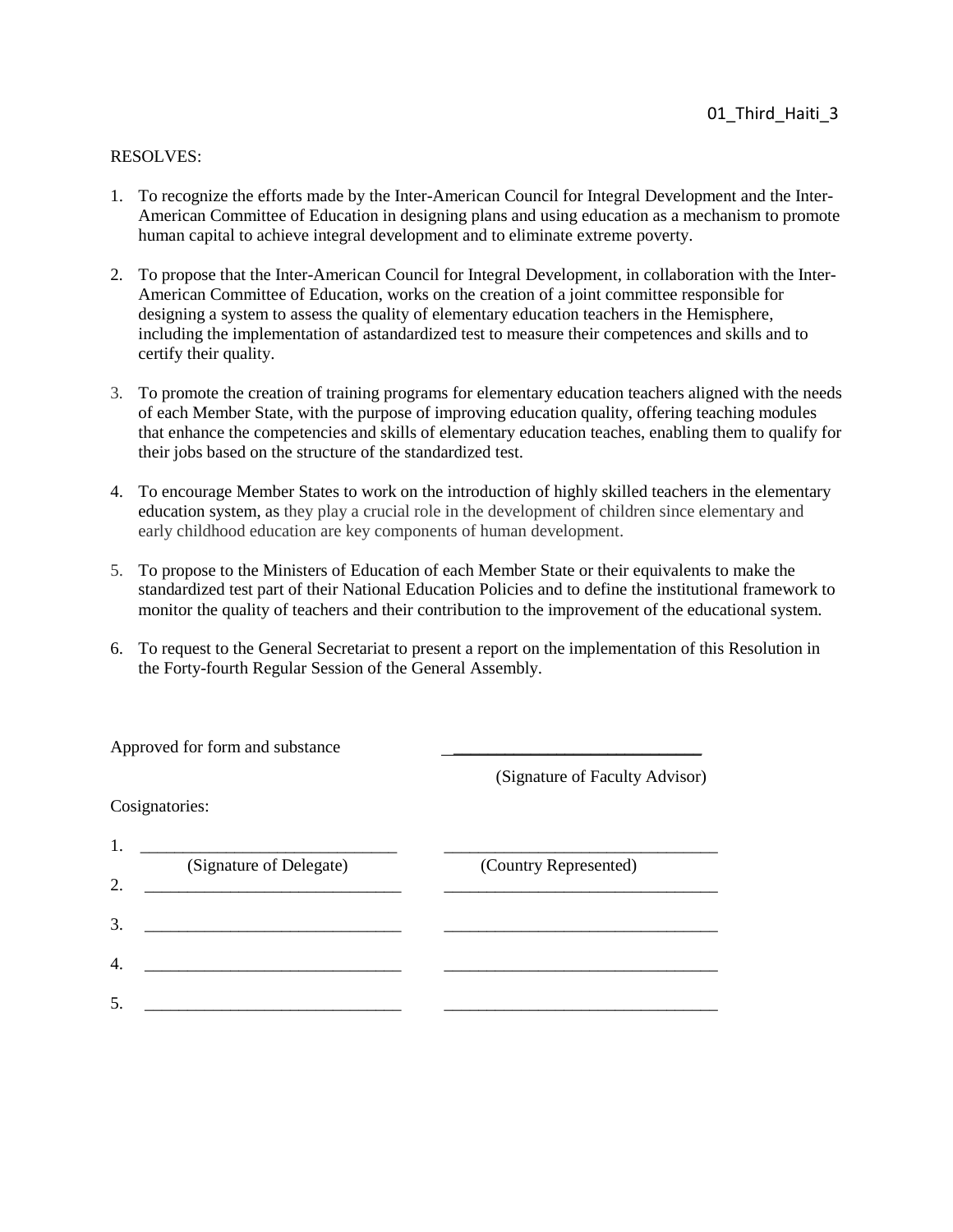RESOLVES:

1. To recognize the efforts made by the Inter-American Council for Integral Development and the Inter-American Committee of Education in designing plans and using education as a mechanism to promote human capital to achieve integral development and to eliminate extreme poverty.

2. To propose that the Inter-American Council for Integral Development, in collaboration with the Inter-American Committee of Education, works on the creation of a joint committee responsible for designing a system to assess the quality of elementary education teachers in the Hemisphere, including the implementation of astandardized test to measure their competences and skills and to certify their quality.

3. To promote the creation of training programs for elementary education teachers aligned with the needs of each Member State, with the purpose of improving education quality, offering teaching modules that enhance the competencies and skills of elementary education teaches, enabling them to qualify for their jobs based on the structure of the standardized test.

4. To encourage Member States to work on the introduction of highly skilled teachers in the elementary education system, as they play a crucial role in the development of children since elementary and early childhood education are key components of human development.

5. To propose to the Ministers of Education of each Member State or their equivalents to make the standardized test part of their National Education Policies and to define the institutional framework to monitor the quality of teachers and their contribution to the improvement of the educational system.

6. To request to the General Secretariat to present a report on the implementation of this Resolution in the Forty-fourth Regular Session of the General Assembly.

Approved for form and substance ______________________________

(Signature of Faculty Advisor)

Cosignatories:

1. ______________________________ ______________________________
(Signature of Delegate) (Country Represented)
2. ______________________________ ______________________________
3. ______________________________ ______________________________
4. ______________________________ ______________________________
5. ______________________________ ______________________________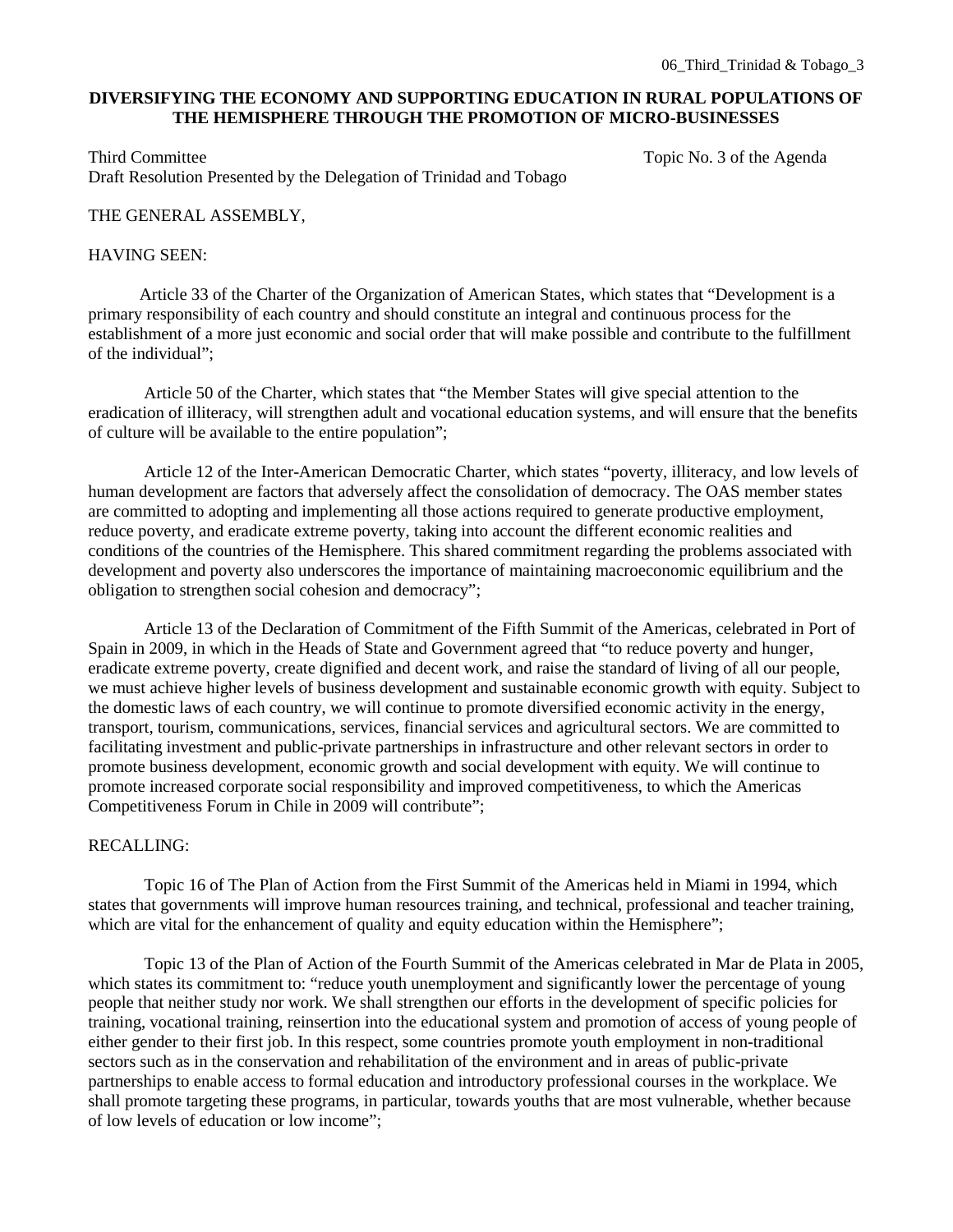**DIVERSIFYING THE ECONOMY AND SUPPORTING EDUCATION IN RURAL POPULATIONS OF THE HEMISPHERE THROUGH THE PROMOTION OF MICRO-BUSINESSES**

Third Committee Topic No. 3 of the Agenda
Draft Resolution Presented by the Delegation of Trinidad and Tobago

THE GENERAL ASSEMBLY,

HAVING SEEN:

Article 33 of the Charter of the Organization of American States, which states that "Development is a primary responsibility of each country and should constitute an integral and continuous process for the establishment of a more just economic and social order that will make possible and contribute to the fulfillment of the individual";

Article 50 of the Charter, which states that "the Member States will give special attention to the eradication of illiteracy, will strengthen adult and vocational education systems, and will ensure that the benefits of culture will be available to the entire population";

Article 12 of the Inter-American Democratic Charter, which states "poverty, illiteracy, and low levels of human development are factors that adversely affect the consolidation of democracy. The OAS member states are committed to adopting and implementing all those actions required to generate productive employment, reduce poverty, and eradicate extreme poverty, taking into account the different economic realities and conditions of the countries of the Hemisphere. This shared commitment regarding the problems associated with development and poverty also underscores the importance of maintaining macroeconomic equilibrium and the obligation to strengthen social cohesion and democracy";

Article 13 of the Declaration of Commitment of the Fifth Summit of the Americas, celebrated in Port of Spain in 2009, in which in the Heads of State and Government agreed that "to reduce poverty and hunger, eradicate extreme poverty, create dignified and decent work, and raise the standard of living of all our people, we must achieve higher levels of business development and sustainable economic growth with equity. Subject to the domestic laws of each country, we will continue to promote diversified economic activity in the energy, transport, tourism, communications, services, financial services and agricultural sectors. We are committed to facilitating investment and public-private partnerships in infrastructure and other relevant sectors in order to promote business development, economic growth and social development with equity. We will continue to promote increased corporate social responsibility and improved competitiveness, to which the Americas Competitiveness Forum in Chile in 2009 will contribute";

RECALLING:

Topic 16 of The Plan of Action from the First Summit of the Americas held in Miami in 1994, which states that governments will improve human resources training, and technical, professional and teacher training, which are vital for the enhancement of quality and equity education within the Hemisphere";

Topic 13 of the Plan of Action of the Fourth Summit of the Americas celebrated in Mar de Plata in 2005, which states its commitment to: "reduce youth unemployment and significantly lower the percentage of young people that neither study nor work. We shall strengthen our efforts in the development of specific policies for training, vocational training, reinsertion into the educational system and promotion of access of young people of either gender to their first job. In this respect, some countries promote youth employment in non-traditional sectors such as in the conservation and rehabilitation of the environment and in areas of public-private partnerships to enable access to formal education and introductory professional courses in the workplace. We shall promote targeting these programs, in particular, towards youths that are most vulnerable, whether because of low levels of education or low income";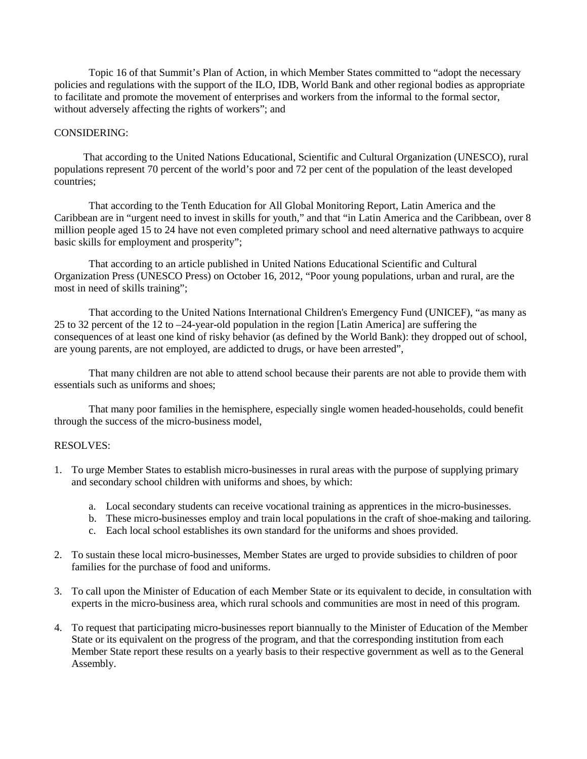Topic 16 of that Summit's Plan of Action, in which Member States committed to "adopt the necessary policies and regulations with the support of the ILO, IDB, World Bank and other regional bodies as appropriate to facilitate and promote the movement of enterprises and workers from the informal to the formal sector, without adversely affecting the rights of workers"; and

CONSIDERING:

That according to the United Nations Educational, Scientific and Cultural Organization (UNESCO), rural populations represent 70 percent of the world's poor and 72 per cent of the population of the least developed countries;

That according to the Tenth Education for All Global Monitoring Report, Latin America and the Caribbean are in "urgent need to invest in skills for youth," and that "in Latin America and the Caribbean, over 8 million people aged 15 to 24 have not even completed primary school and need alternative pathways to acquire basic skills for employment and prosperity";

That according to an article published in United Nations Educational Scientific and Cultural Organization Press (UNESCO Press) on October 16, 2012, "Poor young populations, urban and rural, are the most in need of skills training";

That according to the United Nations International Children's Emergency Fund (UNICEF), "as many as 25 to 32 percent of the 12 to –24-year-old population in the region [Latin America] are suffering the consequences of at least one kind of risky behavior (as defined by the World Bank): they dropped out of school, are young parents, are not employed, are addicted to drugs, or have been arrested",

That many children are not able to attend school because their parents are not able to provide them with essentials such as uniforms and shoes;

That many poor families in the hemisphere, especially single women headed-households, could benefit through the success of the micro-business model,

RESOLVES:

1. To urge Member States to establish micro-businesses in rural areas with the purpose of supplying primary and secondary school children with uniforms and shoes, by which:

    a. Local secondary students can receive vocational training as apprentices in the micro-businesses.
    b. These micro-businesses employ and train local populations in the craft of shoe-making and tailoring.
    c. Each local school establishes its own standard for the uniforms and shoes provided.

2. To sustain these local micro-businesses, Member States are urged to provide subsidies to children of poor families for the purchase of food and uniforms.

3. To call upon the Minister of Education of each Member State or its equivalent to decide, in consultation with experts in the micro-business area, which rural schools and communities are most in need of this program.

4. To request that participating micro-businesses report biannually to the Minister of Education of the Member State or its equivalent on the progress of the program, and that the corresponding institution from each Member State report these results on a yearly basis to their respective government as well as to the General Assembly.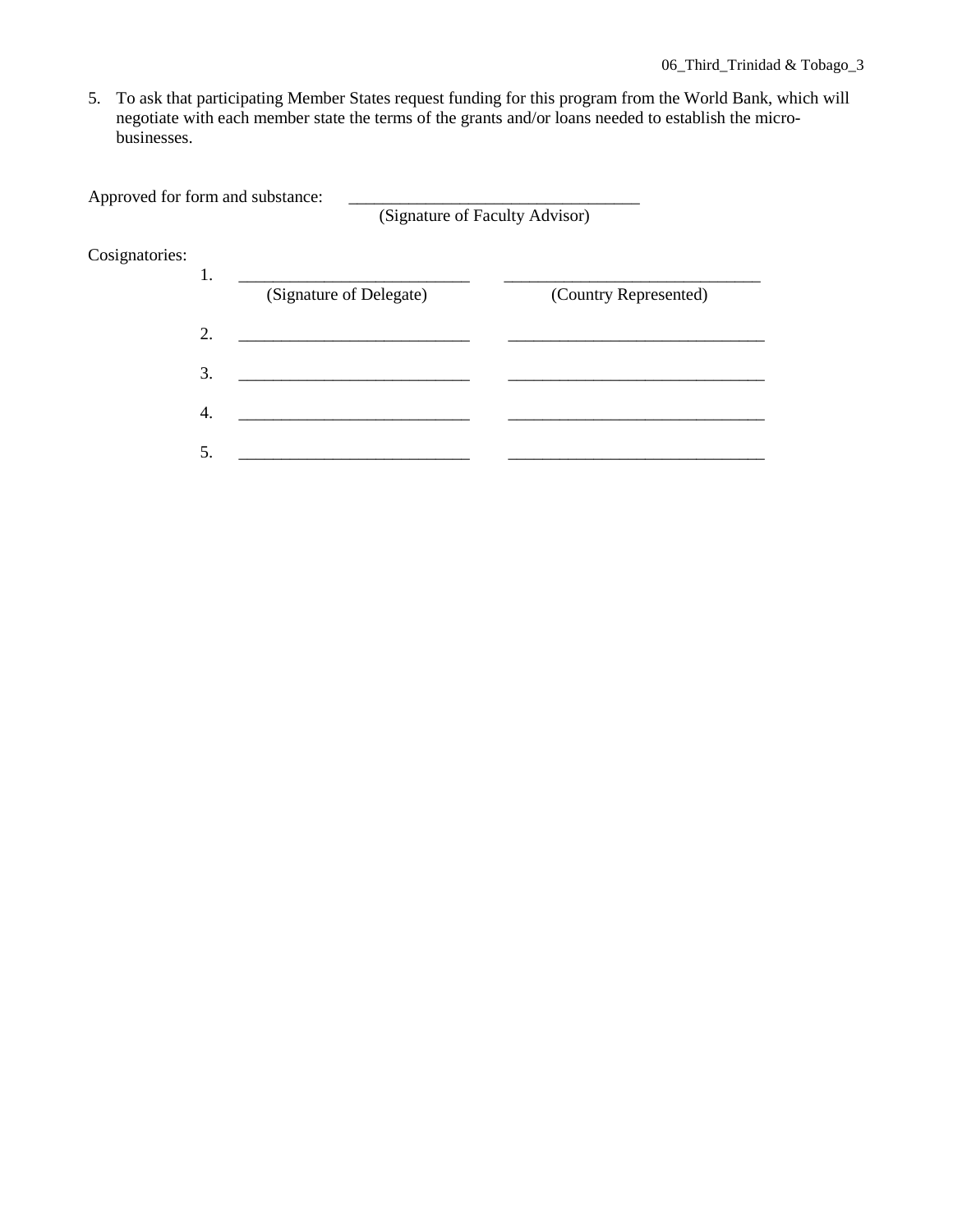5. To ask that participating Member States request funding for this program from the World Bank, which will negotiate with each member state the terms of the grants and/or loans needed to establish the micro-businesses.

Approved for form and substance: ___________________________________
(Signature of Faculty Advisor)

Cosignatories:

| | (Signature of Delegate) | (Country Represented) |
|---|---|---|
| 1. | ___________________________ | ______________________________ |
| 2. | ___________________________ | ______________________________ |
| 3. | ___________________________ | ______________________________ |
| 4. | ___________________________ | ______________________________ |
| 5. | ___________________________ | ______________________________ |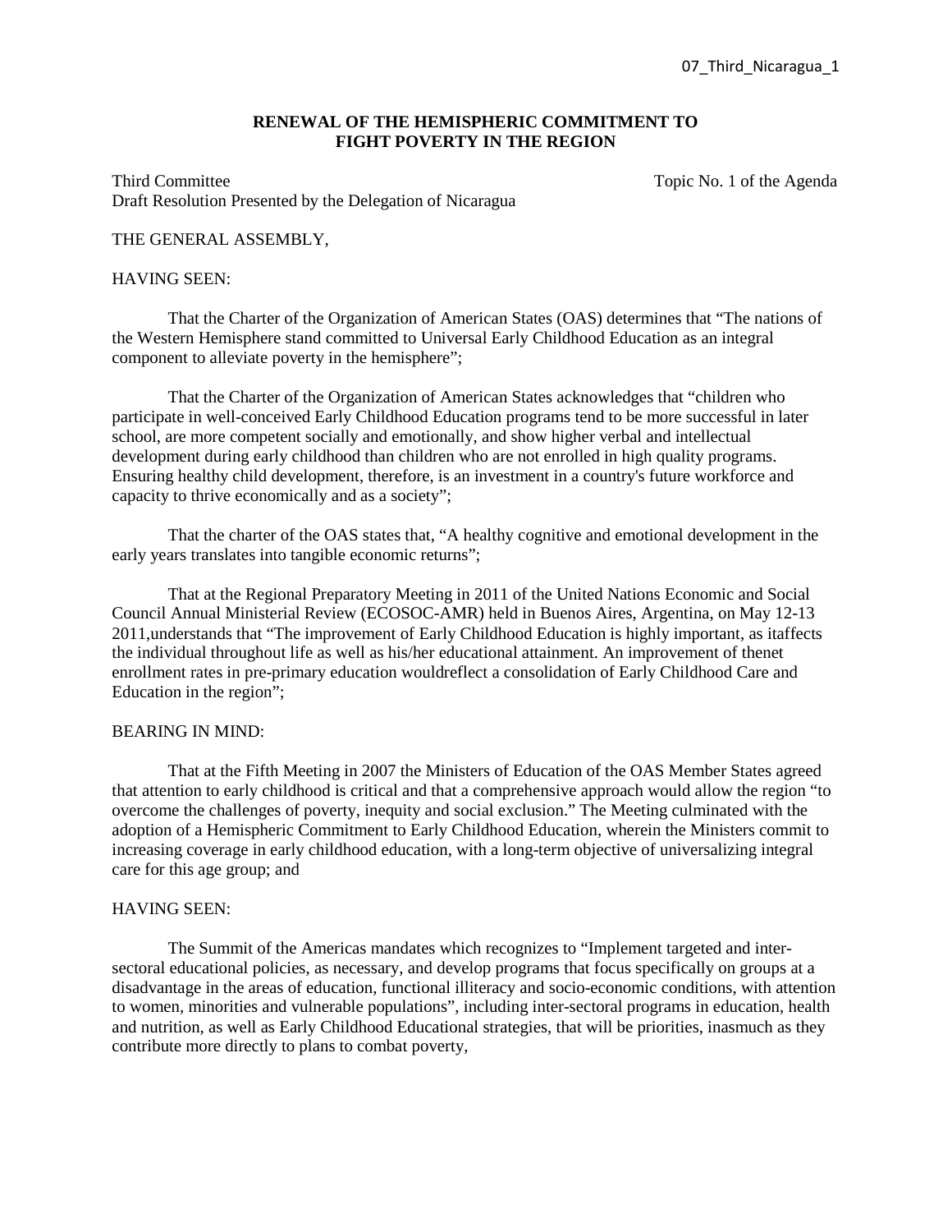# RENEWAL OF THE HEMISPHERIC COMMITMENT TO FIGHT POVERTY IN THE REGION

Third Committee — Topic No. 1 of the Agenda

Draft Resolution Presented by the Delegation of Nicaragua

THE GENERAL ASSEMBLY,

HAVING SEEN:

That the Charter of the Organization of American States (OAS) determines that "The nations of the Western Hemisphere stand committed to Universal Early Childhood Education as an integral component to alleviate poverty in the hemisphere";

That the Charter of the Organization of American States acknowledges that "children who participate in well-conceived Early Childhood Education programs tend to be more successful in later school, are more competent socially and emotionally, and show higher verbal and intellectual development during early childhood than children who are not enrolled in high quality programs. Ensuring healthy child development, therefore, is an investment in a country's future workforce and capacity to thrive economically and as a society";

That the charter of the OAS states that, "A healthy cognitive and emotional development in the early years translates into tangible economic returns";

That at the Regional Preparatory Meeting in 2011 of the United Nations Economic and Social Council Annual Ministerial Review (ECOSOC-AMR) held in Buenos Aires, Argentina, on May 12-13 2011,understands that "The improvement of Early Childhood Education is highly important, as itaffects the individual throughout life as well as his/her educational attainment. An improvement of thenet enrollment rates in pre-primary education wouldreflect a consolidation of Early Childhood Care and Education in the region";

BEARING IN MIND:

That at the Fifth Meeting in 2007 the Ministers of Education of the OAS Member States agreed that attention to early childhood is critical and that a comprehensive approach would allow the region "to overcome the challenges of poverty, inequity and social exclusion." The Meeting culminated with the adoption of a Hemispheric Commitment to Early Childhood Education, wherein the Ministers commit to increasing coverage in early childhood education, with a long-term objective of universalizing integral care for this age group; and

HAVING SEEN:

The Summit of the Americas mandates which recognizes to "Implement targeted and inter-sectoral educational policies, as necessary, and develop programs that focus specifically on groups at a disadvantage in the areas of education, functional illiteracy and socio-economic conditions, with attention to women, minorities and vulnerable populations", including inter-sectoral programs in education, health and nutrition, as well as Early Childhood Educational strategies, that will be priorities, inasmuch as they contribute more directly to plans to combat poverty,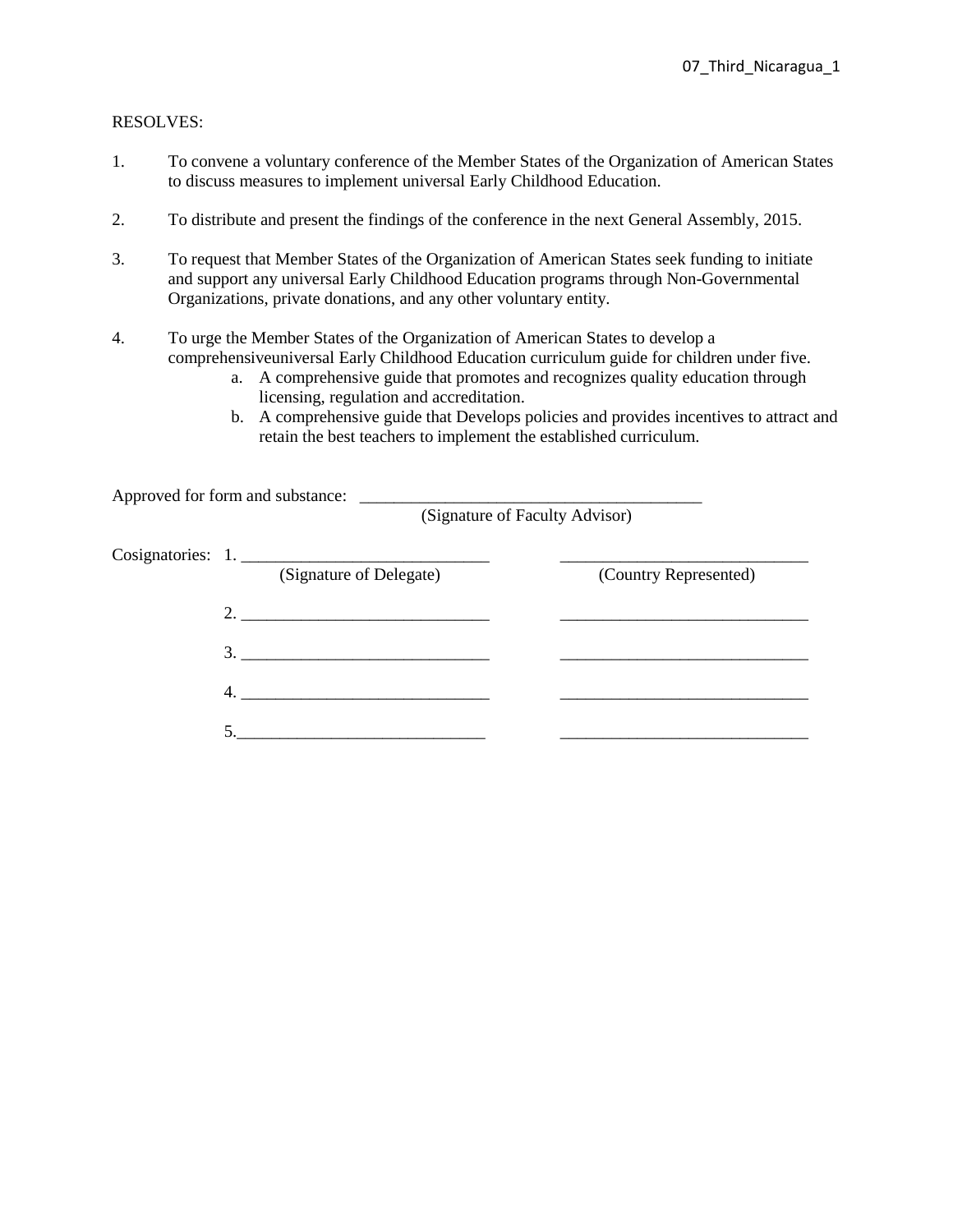RESOLVES:

1. To convene a voluntary conference of the Member States of the Organization of American States to discuss measures to implement universal Early Childhood Education.

2. To distribute and present the findings of the conference in the next General Assembly, 2015.

3. To request that Member States of the Organization of American States seek funding to initiate and support any universal Early Childhood Education programs through Non-Governmental Organizations, private donations, and any other voluntary entity.

4. To urge the Member States of the Organization of American States to develop a comprehensiveuniversal Early Childhood Education curriculum guide for children under five.
   a. A comprehensive guide that promotes and recognizes quality education through licensing, regulation and accreditation.
   b. A comprehensive guide that Develops policies and provides incentives to attract and retain the best teachers to implement the established curriculum.

Approved for form and substance: ________________________________________
(Signature of Faculty Advisor)

Cosignatories:

| | (Signature of Delegate) | (Country Represented) |
|---|---|---|
| 1. | _____________________________ | _____________________________ |
| 2. | _____________________________ | _____________________________ |
| 3. | _____________________________ | _____________________________ |
| 4. | _____________________________ | _____________________________ |
| 5. | _____________________________ | _____________________________ |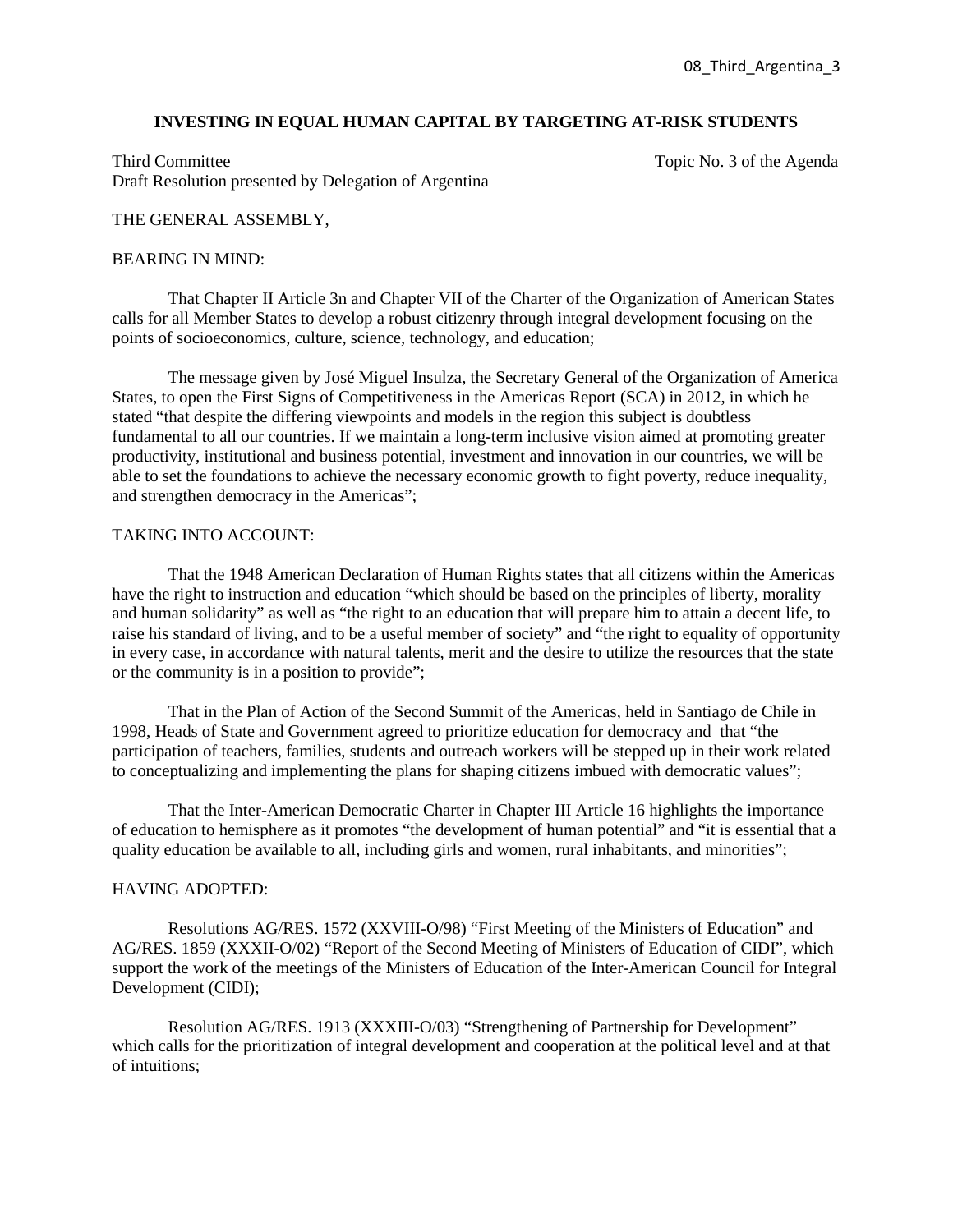## INVESTING IN EQUAL HUMAN CAPITAL BY TARGETING AT-RISK STUDENTS

Third Committee Topic No. 3 of the Agenda
Draft Resolution presented by Delegation of Argentina

THE GENERAL ASSEMBLY,

BEARING IN MIND:

That Chapter II Article 3n and Chapter VII of the Charter of the Organization of American States calls for all Member States to develop a robust citizenry through integral development focusing on the points of socioeconomics, culture, science, technology, and education;

The message given by José Miguel Insulza, the Secretary General of the Organization of America States, to open the First Signs of Competitiveness in the Americas Report (SCA) in 2012, in which he stated "that despite the differing viewpoints and models in the region this subject is doubtless fundamental to all our countries. If we maintain a long-term inclusive vision aimed at promoting greater productivity, institutional and business potential, investment and innovation in our countries, we will be able to set the foundations to achieve the necessary economic growth to fight poverty, reduce inequality, and strengthen democracy in the Americas";

TAKING INTO ACCOUNT:

That the 1948 American Declaration of Human Rights states that all citizens within the Americas have the right to instruction and education "which should be based on the principles of liberty, morality and human solidarity" as well as "the right to an education that will prepare him to attain a decent life, to raise his standard of living, and to be a useful member of society" and "the right to equality of opportunity in every case, in accordance with natural talents, merit and the desire to utilize the resources that the state or the community is in a position to provide";

That in the Plan of Action of the Second Summit of the Americas, held in Santiago de Chile in 1998, Heads of State and Government agreed to prioritize education for democracy and that "the participation of teachers, families, students and outreach workers will be stepped up in their work related to conceptualizing and implementing the plans for shaping citizens imbued with democratic values";

That the Inter-American Democratic Charter in Chapter III Article 16 highlights the importance of education to hemisphere as it promotes "the development of human potential" and "it is essential that a quality education be available to all, including girls and women, rural inhabitants, and minorities";

HAVING ADOPTED:

Resolutions AG/RES. 1572 (XXVIII-O/98) "First Meeting of the Ministers of Education" and AG/RES. 1859 (XXXII-O/02) "Report of the Second Meeting of Ministers of Education of CIDI", which support the work of the meetings of the Ministers of Education of the Inter-American Council for Integral Development (CIDI);

Resolution AG/RES. 1913 (XXXIII-O/03) "Strengthening of Partnership for Development" which calls for the prioritization of integral development and cooperation at the political level and at that of intuitions;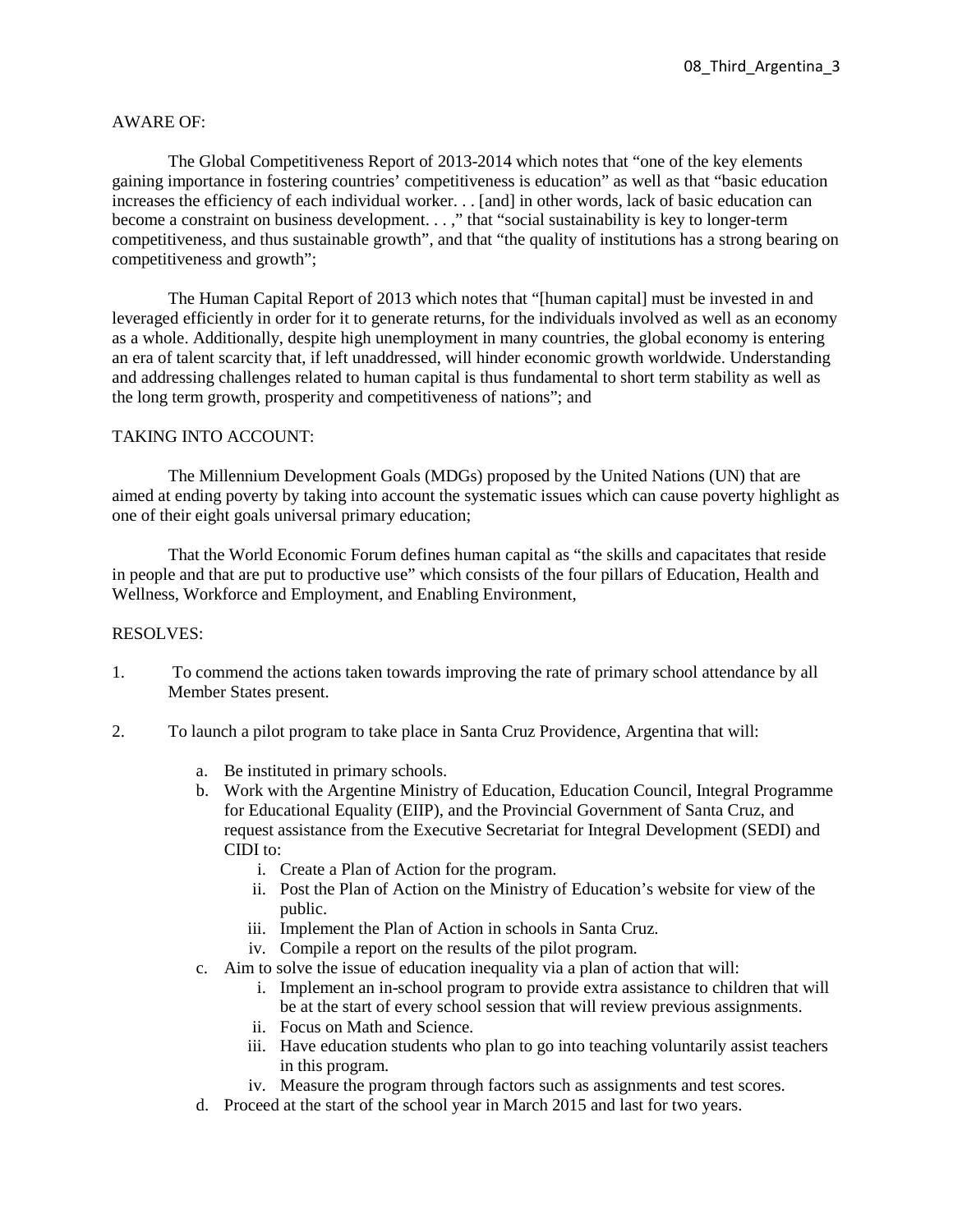AWARE OF:

The Global Competitiveness Report of 2013-2014 which notes that "one of the key elements gaining importance in fostering countries' competitiveness is education" as well as that "basic education increases the efficiency of each individual worker. . . [and] in other words, lack of basic education can become a constraint on business development. . . ," that "social sustainability is key to longer-term competitiveness, and thus sustainable growth", and that "the quality of institutions has a strong bearing on competitiveness and growth";

The Human Capital Report of 2013 which notes that "[human capital] must be invested in and leveraged efficiently in order for it to generate returns, for the individuals involved as well as an economy as a whole. Additionally, despite high unemployment in many countries, the global economy is entering an era of talent scarcity that, if left unaddressed, will hinder economic growth worldwide. Understanding and addressing challenges related to human capital is thus fundamental to short term stability as well as the long term growth, prosperity and competitiveness of nations"; and

TAKING INTO ACCOUNT:

The Millennium Development Goals (MDGs) proposed by the United Nations (UN) that are aimed at ending poverty by taking into account the systematic issues which can cause poverty highlight as one of their eight goals universal primary education;

That the World Economic Forum defines human capital as "the skills and capacitates that reside in people and that are put to productive use" which consists of the four pillars of Education, Health and Wellness, Workforce and Employment, and Enabling Environment,

RESOLVES:

1. To commend the actions taken towards improving the rate of primary school attendance by all Member States present.

2. To launch a pilot program to take place in Santa Cruz Providence, Argentina that will:

    a. Be instituted in primary schools.
    b. Work with the Argentine Ministry of Education, Education Council, Integral Programme for Educational Equality (EIIP), and the Provincial Government of Santa Cruz, and request assistance from the Executive Secretariat for Integral Development (SEDI) and CIDI to:
        i. Create a Plan of Action for the program.
        ii. Post the Plan of Action on the Ministry of Education's website for view of the public.
        iii. Implement the Plan of Action in schools in Santa Cruz.
        iv. Compile a report on the results of the pilot program.
    c. Aim to solve the issue of education inequality via a plan of action that will:
        i. Implement an in-school program to provide extra assistance to children that will be at the start of every school session that will review previous assignments.
        ii. Focus on Math and Science.
        iii. Have education students who plan to go into teaching voluntarily assist teachers in this program.
        iv. Measure the program through factors such as assignments and test scores.
    d. Proceed at the start of the school year in March 2015 and last for two years.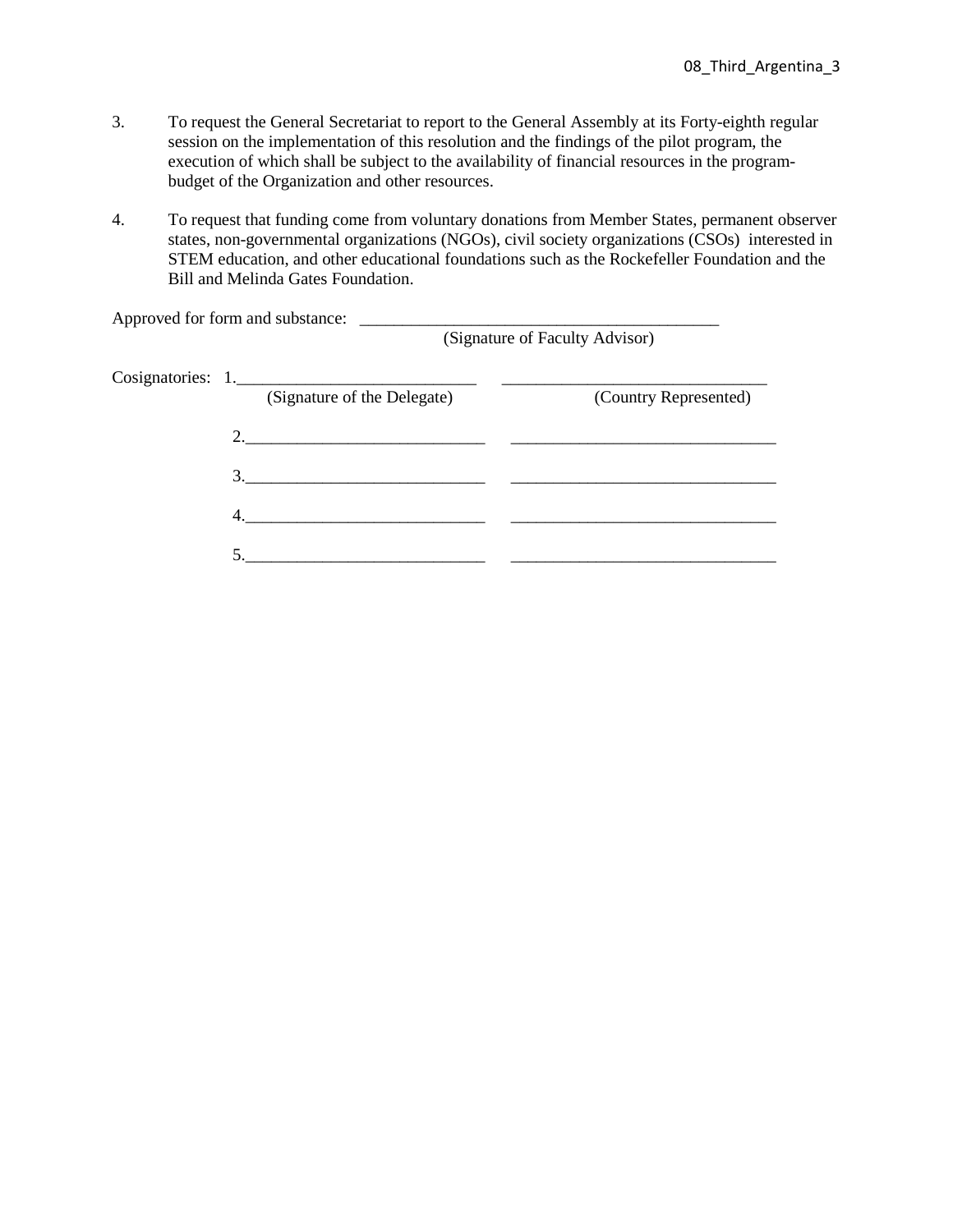3. To request the General Secretariat to report to the General Assembly at its Forty-eighth regular session on the implementation of this resolution and the findings of the pilot program, the execution of which shall be subject to the availability of financial resources in the program-budget of the Organization and other resources.

4. To request that funding come from voluntary donations from Member States, permanent observer states, non-governmental organizations (NGOs), civil society organizations (CSOs) interested in STEM education, and other educational foundations such as the Rockefeller Foundation and the Bill and Melinda Gates Foundation.

Approved for form and substance: ___________________________________________
(Signature of Faculty Advisor)

Cosignatories:

1. ____________________________ ______________________________
(Signature of the Delegate) (Country Represented)

2. ____________________________ ______________________________

3. ____________________________ ______________________________

4. ____________________________ ______________________________

5. ____________________________ ______________________________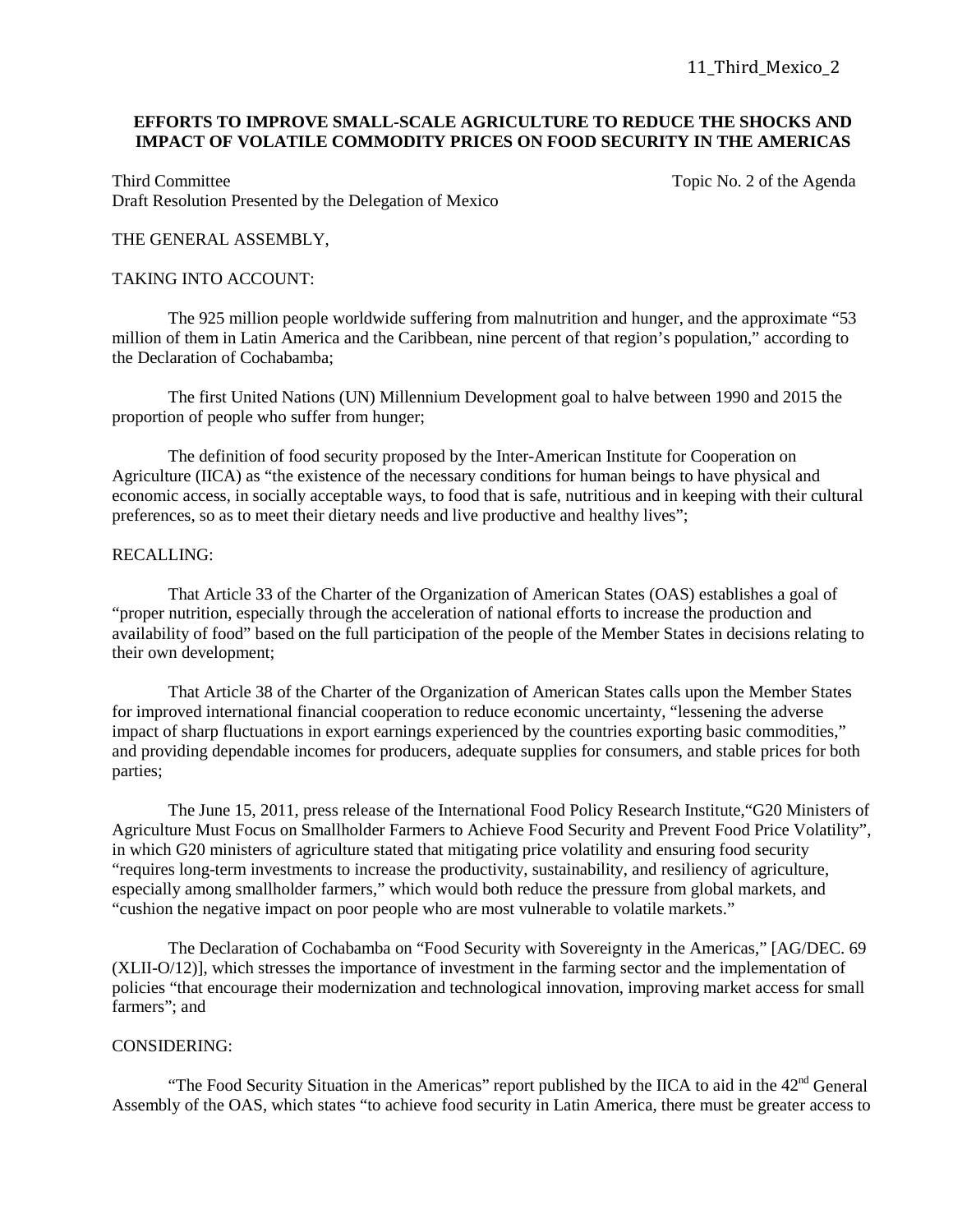**EFFORTS TO IMPROVE SMALL-SCALE AGRICULTURE TO REDUCE THE SHOCKS AND IMPACT OF VOLATILE COMMODITY PRICES ON FOOD SECURITY IN THE AMERICAS**

Third Committee | Topic No. 2 of the Agenda
Draft Resolution Presented by the Delegation of Mexico

THE GENERAL ASSEMBLY,

TAKING INTO ACCOUNT:

The 925 million people worldwide suffering from malnutrition and hunger, and the approximate "53 million of them in Latin America and the Caribbean, nine percent of that region's population," according to the Declaration of Cochabamba;

The first United Nations (UN) Millennium Development goal to halve between 1990 and 2015 the proportion of people who suffer from hunger;

The definition of food security proposed by the Inter-American Institute for Cooperation on Agriculture (IICA) as "the existence of the necessary conditions for human beings to have physical and economic access, in socially acceptable ways, to food that is safe, nutritious and in keeping with their cultural preferences, so as to meet their dietary needs and live productive and healthy lives";

RECALLING:

That Article 33 of the Charter of the Organization of American States (OAS) establishes a goal of "proper nutrition, especially through the acceleration of national efforts to increase the production and availability of food" based on the full participation of the people of the Member States in decisions relating to their own development;

That Article 38 of the Charter of the Organization of American States calls upon the Member States for improved international financial cooperation to reduce economic uncertainty, "lessening the adverse impact of sharp fluctuations in export earnings experienced by the countries exporting basic commodities," and providing dependable incomes for producers, adequate supplies for consumers, and stable prices for both parties;

The June 15, 2011, press release of the International Food Policy Research Institute,"G20 Ministers of Agriculture Must Focus on Smallholder Farmers to Achieve Food Security and Prevent Food Price Volatility", in which G20 ministers of agriculture stated that mitigating price volatility and ensuring food security "requires long-term investments to increase the productivity, sustainability, and resiliency of agriculture, especially among smallholder farmers," which would both reduce the pressure from global markets, and "cushion the negative impact on poor people who are most vulnerable to volatile markets."

The Declaration of Cochabamba on "Food Security with Sovereignty in the Americas," [AG/DEC. 69 (XLII-O/12)], which stresses the importance of investment in the farming sector and the implementation of policies "that encourage their modernization and technological innovation, improving market access for small farmers"; and

CONSIDERING:

"The Food Security Situation in the Americas" report published by the IICA to aid in the 42nd General Assembly of the OAS, which states "to achieve food security in Latin America, there must be greater access to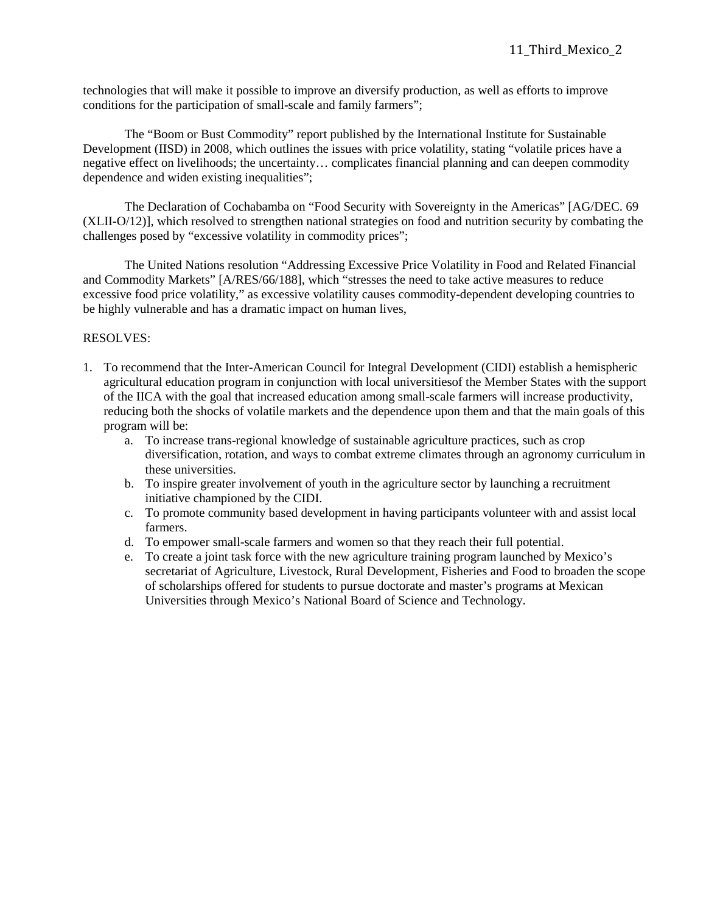technologies that will make it possible to improve an diversify production, as well as efforts to improve conditions for the participation of small-scale and family farmers";

The "Boom or Bust Commodity" report published by the International Institute for Sustainable Development (IISD) in 2008, which outlines the issues with price volatility, stating "volatile prices have a negative effect on livelihoods; the uncertainty… complicates financial planning and can deepen commodity dependence and widen existing inequalities";

The Declaration of Cochabamba on "Food Security with Sovereignty in the Americas" [AG/DEC. 69 (XLII-O/12)], which resolved to strengthen national strategies on food and nutrition security by combating the challenges posed by "excessive volatility in commodity prices";

The United Nations resolution "Addressing Excessive Price Volatility in Food and Related Financial and Commodity Markets" [A/RES/66/188], which "stresses the need to take active measures to reduce excessive food price volatility," as excessive volatility causes commodity-dependent developing countries to be highly vulnerable and has a dramatic impact on human lives,

RESOLVES:

1. To recommend that the Inter-American Council for Integral Development (CIDI) establish a hemispheric agricultural education program in conjunction with local universitiesof the Member States with the support of the IICA with the goal that increased education among small-scale farmers will increase productivity, reducing both the shocks of volatile markets and the dependence upon them and that the main goals of this program will be:
    a. To increase trans-regional knowledge of sustainable agriculture practices, such as crop diversification, rotation, and ways to combat extreme climates through an agronomy curriculum in these universities.
    b. To inspire greater involvement of youth in the agriculture sector by launching a recruitment initiative championed by the CIDI.
    c. To promote community based development in having participants volunteer with and assist local farmers.
    d. To empower small-scale farmers and women so that they reach their full potential.
    e. To create a joint task force with the new agriculture training program launched by Mexico's secretariat of Agriculture, Livestock, Rural Development, Fisheries and Food to broaden the scope of scholarships offered for students to pursue doctorate and master's programs at Mexican Universities through Mexico's National Board of Science and Technology.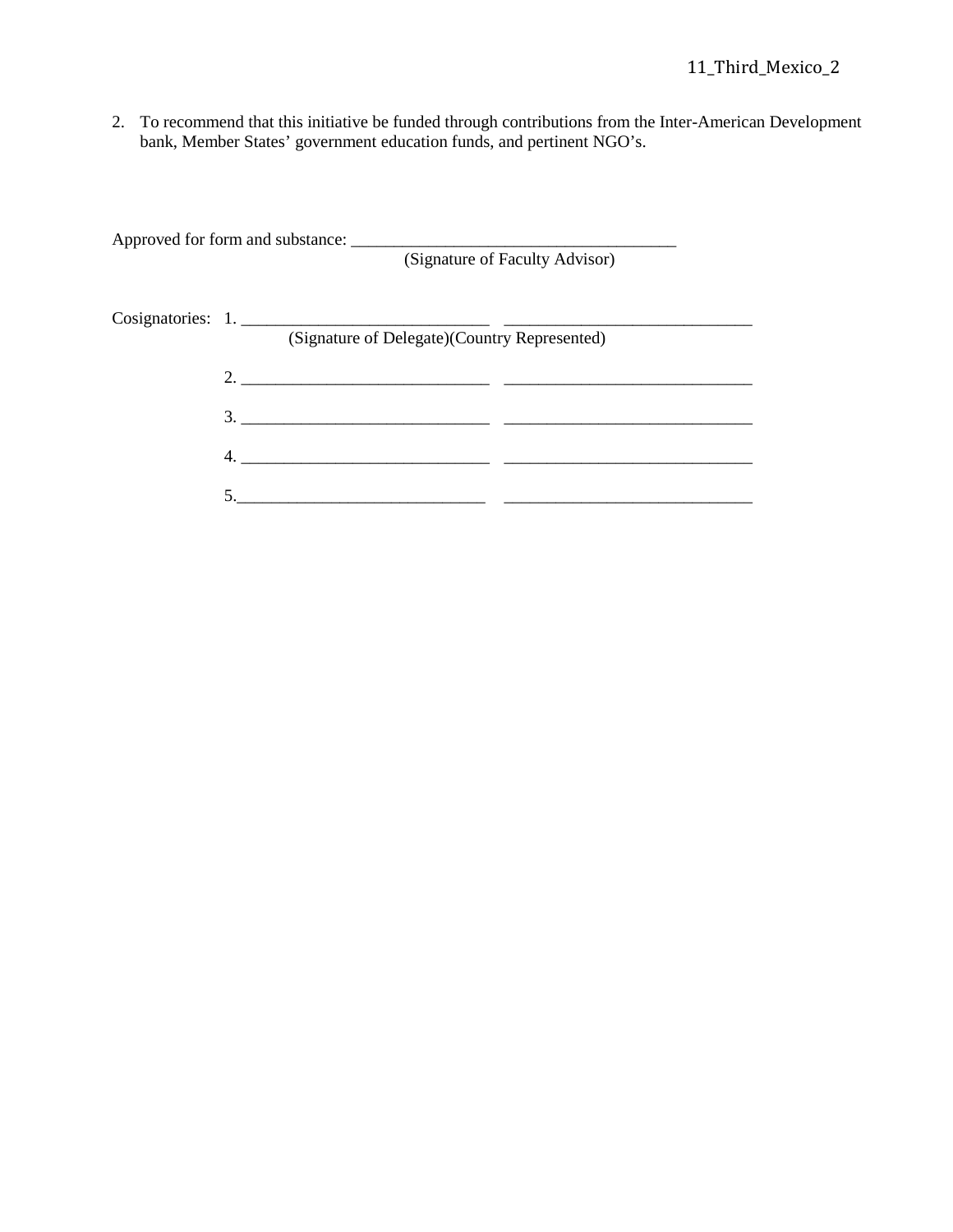2. To recommend that this initiative be funded through contributions from the Inter-American Development bank, Member States' government education funds, and pertinent NGO's.

Approved for form and substance: _______________________________________
(Signature of Faculty Advisor)

Cosignatories: 1. _____________________________ _____________________________
(Signature of Delegate)(Country Represented)

2. _____________________________ _____________________________

3. _____________________________ _____________________________

4. _____________________________ _____________________________

5. _____________________________ _____________________________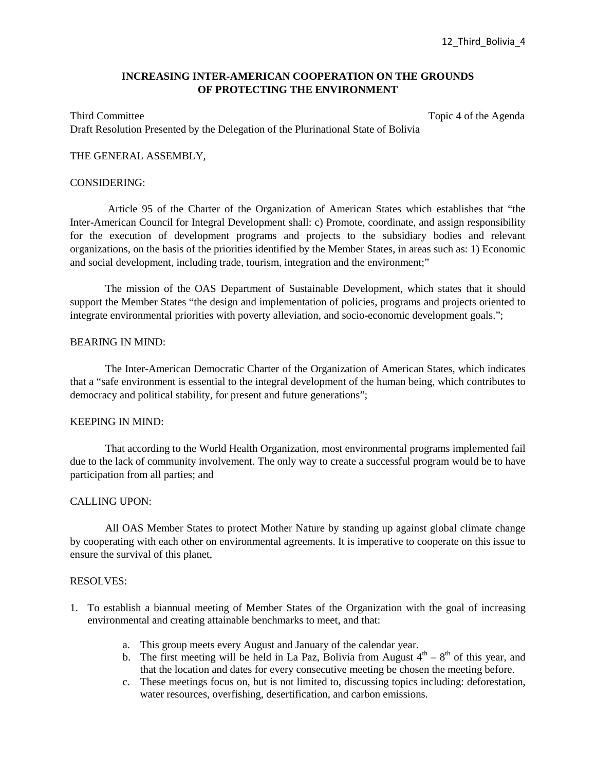12_Third_Bolivia_4

**INCREASING INTER-AMERICAN COOPERATION ON THE GROUNDS OF PROTECTING THE ENVIRONMENT**

Third Committee Topic 4 of the Agenda
Draft Resolution Presented by the Delegation of the Plurinational State of Bolivia

THE GENERAL ASSEMBLY,

CONSIDERING:

Article 95 of the Charter of the Organization of American States which establishes that "the Inter-American Council for Integral Development shall: c) Promote, coordinate, and assign responsibility for the execution of development programs and projects to the subsidiary bodies and relevant organizations, on the basis of the priorities identified by the Member States, in areas such as: 1) Economic and social development, including trade, tourism, integration and the environment;"

The mission of the OAS Department of Sustainable Development, which states that it should support the Member States "the design and implementation of policies, programs and projects oriented to integrate environmental priorities with poverty alleviation, and socio-economic development goals.";

BEARING IN MIND:

The Inter-American Democratic Charter of the Organization of American States, which indicates that a "safe environment is essential to the integral development of the human being, which contributes to democracy and political stability, for present and future generations";

KEEPING IN MIND:

That according to the World Health Organization, most environmental programs implemented fail due to the lack of community involvement. The only way to create a successful program would be to have participation from all parties; and

CALLING UPON:

All OAS Member States to protect Mother Nature by standing up against global climate change by cooperating with each other on environmental agreements. It is imperative to cooperate on this issue to ensure the survival of this planet,

RESOLVES:

1. To establish a biannual meeting of Member States of the Organization with the goal of increasing environmental and creating attainable benchmarks to meet, and that:
   a. This group meets every August and January of the calendar year.
   b. The first meeting will be held in La Paz, Bolivia from August 4th – 8th of this year, and that the location and dates for every consecutive meeting be chosen the meeting before.
   c. These meetings focus on, but is not limited to, discussing topics including: deforestation, water resources, overfishing, desertification, and carbon emissions.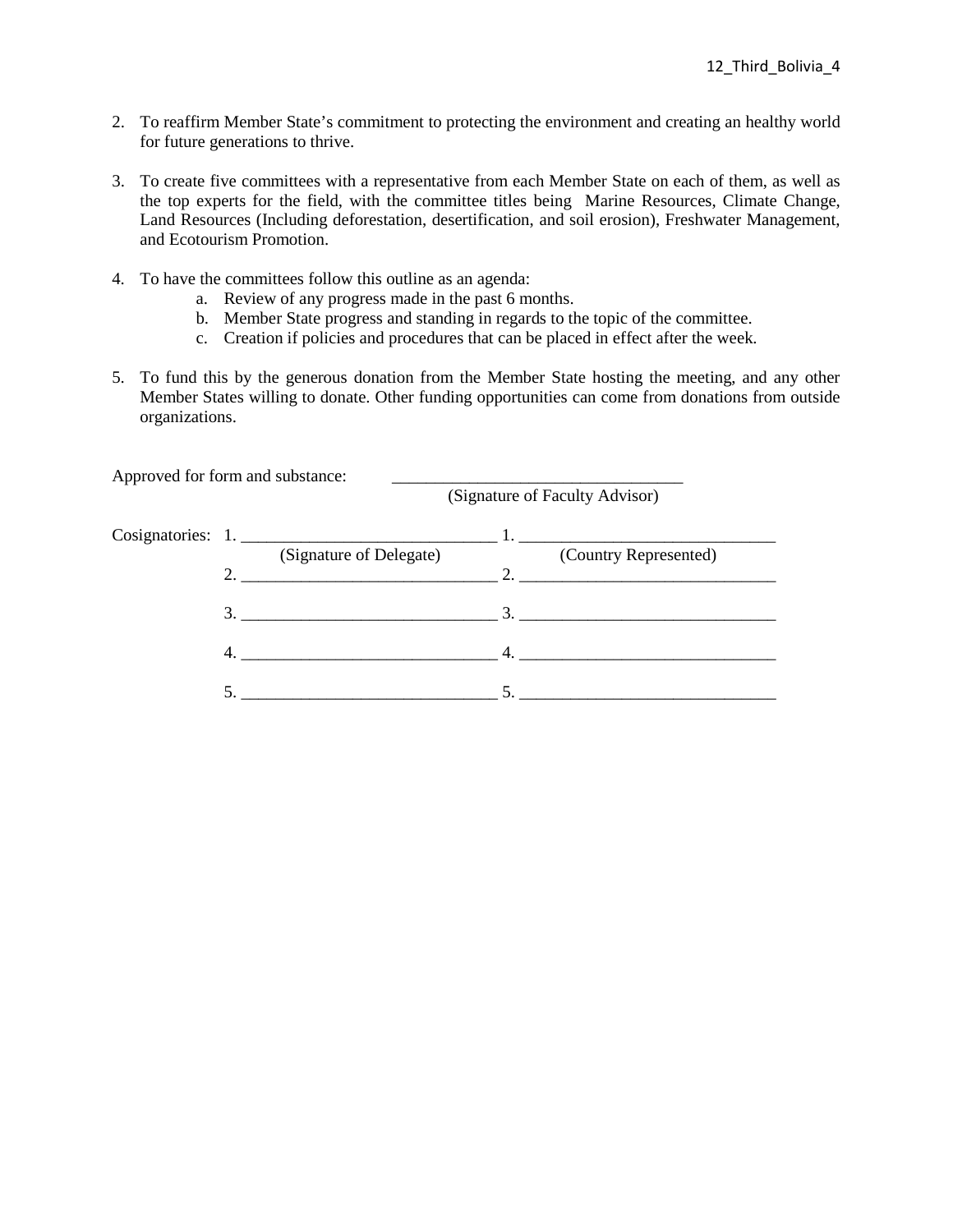2. To reaffirm Member State's commitment to protecting the environment and creating an healthy world for future generations to thrive.

3. To create five committees with a representative from each Member State on each of them, as well as the top experts for the field, with the committee titles being Marine Resources, Climate Change, Land Resources (Including deforestation, desertification, and soil erosion), Freshwater Management, and Ecotourism Promotion.

4. To have the committees follow this outline as an agenda:
   a. Review of any progress made in the past 6 months.
   b. Member State progress and standing in regards to the topic of the committee.
   c. Creation if policies and procedures that can be placed in effect after the week.

5. To fund this by the generous donation from the Member State hosting the meeting, and any other Member States willing to donate. Other funding opportunities can come from donations from outside organizations.

Approved for form and substance: ________________________________
(Signature of Faculty Advisor)

Cosignatories:

| | (Signature of Delegate) | (Country Represented) |
|---|---|---|
| 1. | ______________________________ | ______________________________ |
| 2. | ______________________________ | ______________________________ |
| 3. | ______________________________ | ______________________________ |
| 4. | ______________________________ | ______________________________ |
| 5. | ______________________________ | ______________________________ |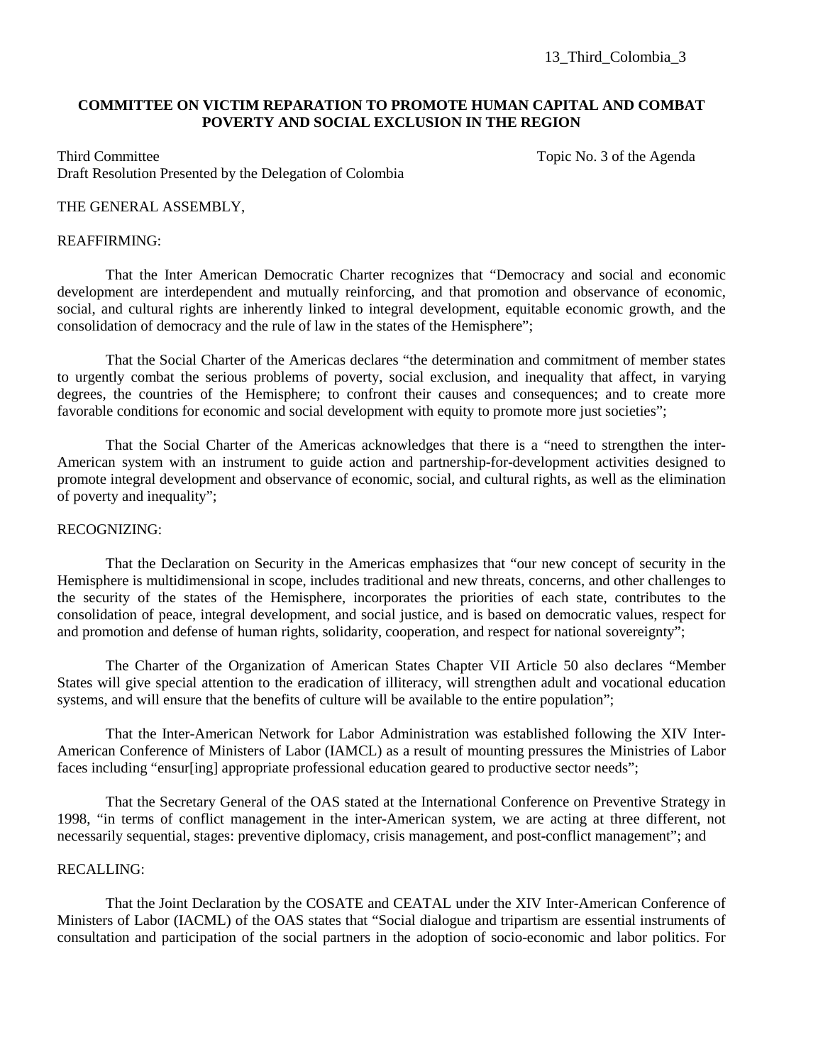13_Third_Colombia_3

**COMMITTEE ON VICTIM REPARATION TO PROMOTE HUMAN CAPITAL AND COMBAT POVERTY AND SOCIAL EXCLUSION IN THE REGION**

Third Committee                                                                                                    Topic No. 3 of the Agenda
Draft Resolution Presented by the Delegation of Colombia

THE GENERAL ASSEMBLY,

REAFFIRMING:

That the Inter American Democratic Charter recognizes that "Democracy and social and economic development are interdependent and mutually reinforcing, and that promotion and observance of economic, social, and cultural rights are inherently linked to integral development, equitable economic growth, and the consolidation of democracy and the rule of law in the states of the Hemisphere";

That the Social Charter of the Americas declares "the determination and commitment of member states to urgently combat the serious problems of poverty, social exclusion, and inequality that affect, in varying degrees, the countries of the Hemisphere; to confront their causes and consequences; and to create more favorable conditions for economic and social development with equity to promote more just societies";

That the Social Charter of the Americas acknowledges that there is a "need to strengthen the inter-American system with an instrument to guide action and partnership-for-development activities designed to promote integral development and observance of economic, social, and cultural rights, as well as the elimination of poverty and inequality";

RECOGNIZING:

That the Declaration on Security in the Americas emphasizes that "our new concept of security in the Hemisphere is multidimensional in scope, includes traditional and new threats, concerns, and other challenges to the security of the states of the Hemisphere, incorporates the priorities of each state, contributes to the consolidation of peace, integral development, and social justice, and is based on democratic values, respect for and promotion and defense of human rights, solidarity, cooperation, and respect for national sovereignty";

The Charter of the Organization of American States Chapter VII Article 50 also declares "Member States will give special attention to the eradication of illiteracy, will strengthen adult and vocational education systems, and will ensure that the benefits of culture will be available to the entire population";

That the Inter-American Network for Labor Administration was established following the XIV Inter-American Conference of Ministers of Labor (IAMCL) as a result of mounting pressures the Ministries of Labor faces including "ensur[ing] appropriate professional education geared to productive sector needs";

That the Secretary General of the OAS stated at the International Conference on Preventive Strategy in 1998, "in terms of conflict management in the inter-American system, we are acting at three different, not necessarily sequential, stages: preventive diplomacy, crisis management, and post-conflict management"; and

RECALLING:

That the Joint Declaration by the COSATE and CEATAL under the XIV Inter-American Conference of Ministers of Labor (IACML) of the OAS states that "Social dialogue and tripartism are essential instruments of consultation and participation of the social partners in the adoption of socio-economic and labor politics. For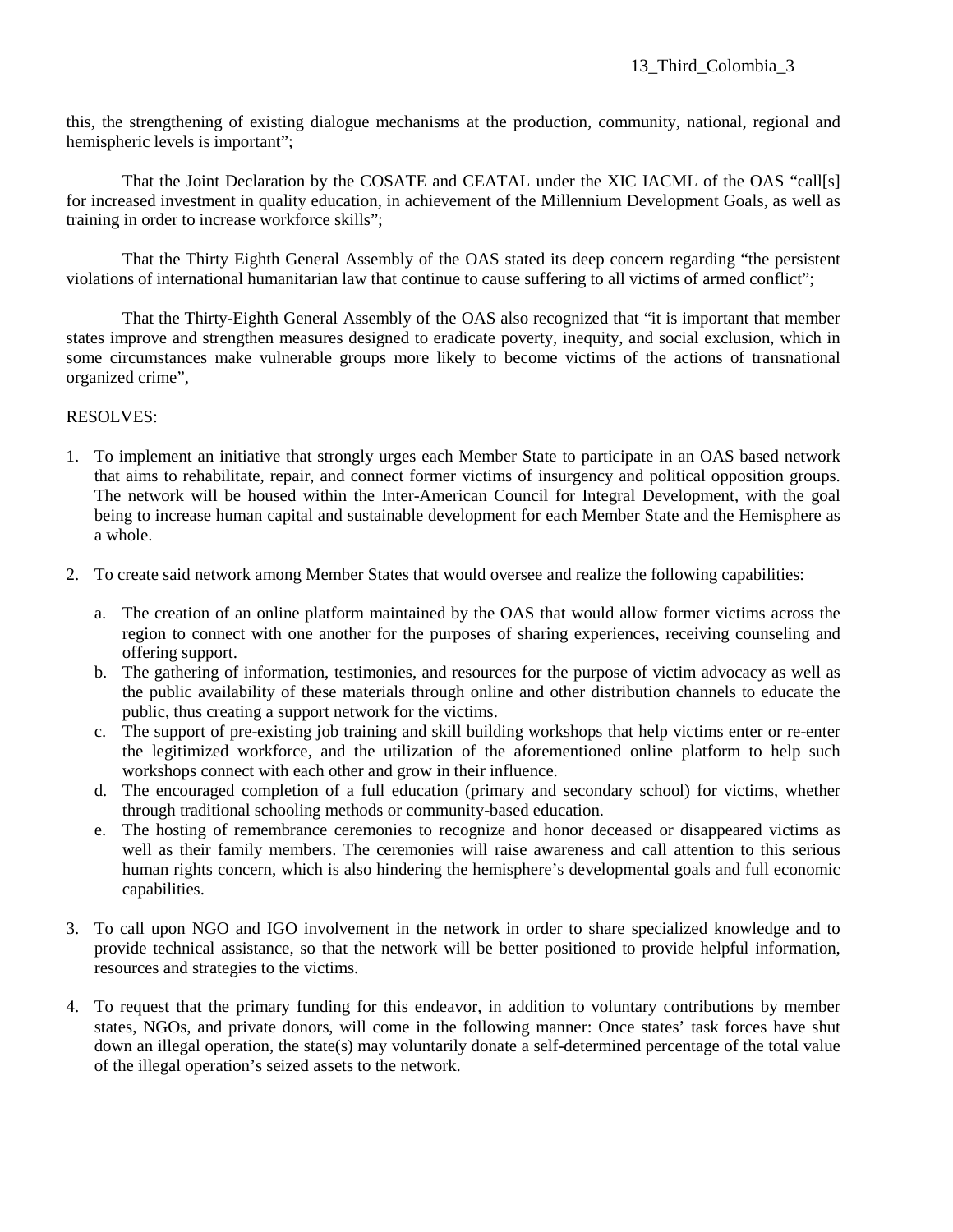this, the strengthening of existing dialogue mechanisms at the production, community, national, regional and hemispheric levels is important";

That the Joint Declaration by the COSATE and CEATAL under the XIC IACML of the OAS "call[s] for increased investment in quality education, in achievement of the Millennium Development Goals, as well as training in order to increase workforce skills";

That the Thirty Eighth General Assembly of the OAS stated its deep concern regarding "the persistent violations of international humanitarian law that continue to cause suffering to all victims of armed conflict";

That the Thirty-Eighth General Assembly of the OAS also recognized that "it is important that member states improve and strengthen measures designed to eradicate poverty, inequity, and social exclusion, which in some circumstances make vulnerable groups more likely to become victims of the actions of transnational organized crime",

RESOLVES:

1. To implement an initiative that strongly urges each Member State to participate in an OAS based network that aims to rehabilitate, repair, and connect former victims of insurgency and political opposition groups. The network will be housed within the Inter-American Council for Integral Development, with the goal being to increase human capital and sustainable development for each Member State and the Hemisphere as a whole.

2. To create said network among Member States that would oversee and realize the following capabilities:

   a. The creation of an online platform maintained by the OAS that would allow former victims across the region to connect with one another for the purposes of sharing experiences, receiving counseling and offering support.
   b. The gathering of information, testimonies, and resources for the purpose of victim advocacy as well as the public availability of these materials through online and other distribution channels to educate the public, thus creating a support network for the victims.
   c. The support of pre-existing job training and skill building workshops that help victims enter or re-enter the legitimized workforce, and the utilization of the aforementioned online platform to help such workshops connect with each other and grow in their influence.
   d. The encouraged completion of a full education (primary and secondary school) for victims, whether through traditional schooling methods or community-based education.
   e. The hosting of remembrance ceremonies to recognize and honor deceased or disappeared victims as well as their family members. The ceremonies will raise awareness and call attention to this serious human rights concern, which is also hindering the hemisphere's developmental goals and full economic capabilities.

3. To call upon NGO and IGO involvement in the network in order to share specialized knowledge and to provide technical assistance, so that the network will be better positioned to provide helpful information, resources and strategies to the victims.

4. To request that the primary funding for this endeavor, in addition to voluntary contributions by member states, NGOs, and private donors, will come in the following manner: Once states' task forces have shut down an illegal operation, the state(s) may voluntarily donate a self-determined percentage of the total value of the illegal operation's seized assets to the network.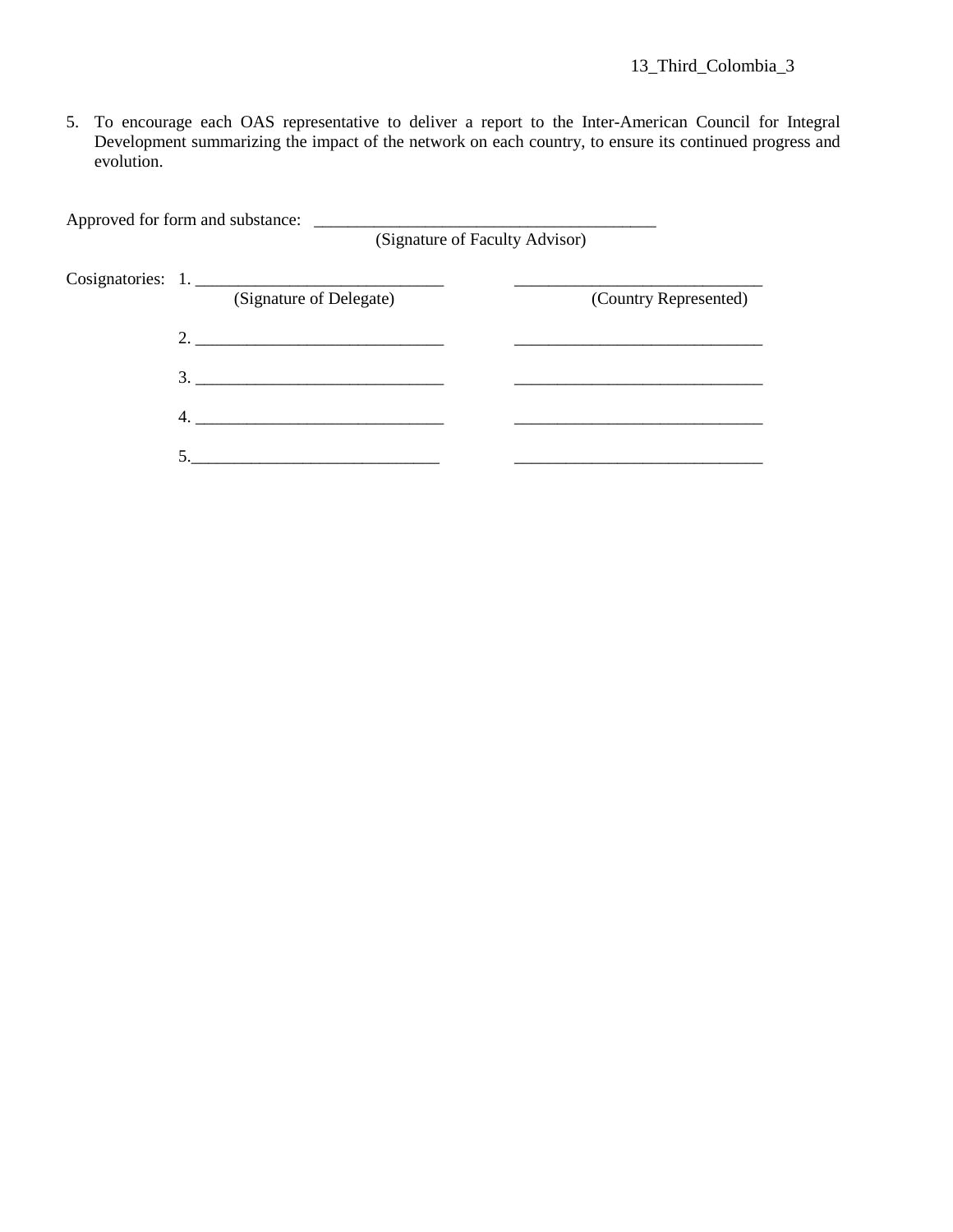5. To encourage each OAS representative to deliver a report to the Inter-American Council for Integral Development summarizing the impact of the network on each country, to ensure its continued progress and evolution.

Approved for form and substance: ________________________________________
(Signature of Faculty Advisor)

Cosignatories:

| | (Signature of Delegate) | (Country Represented) |
|---|---|---|
| 1. | _____________________________ | _____________________________ |
| 2. | _____________________________ | _____________________________ |
| 3. | _____________________________ | _____________________________ |
| 4. | _____________________________ | _____________________________ |
| 5. | _____________________________ | _____________________________ |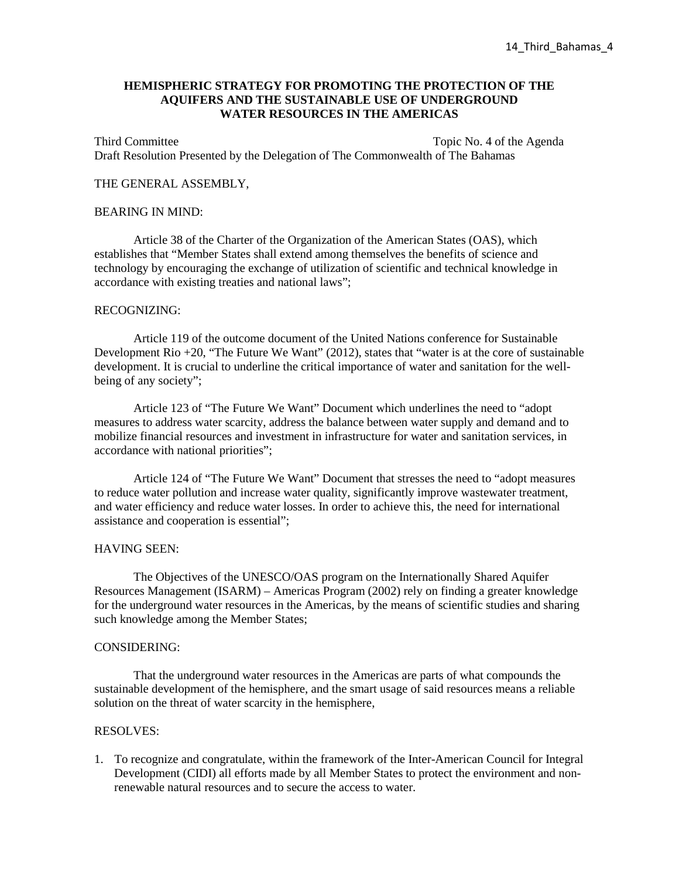**HEMISPHERIC STRATEGY FOR PROMOTING THE PROTECTION OF THE AQUIFERS AND THE SUSTAINABLE USE OF UNDERGROUND WATER RESOURCES IN THE AMERICAS**

Third Committee — Topic No. 4 of the Agenda

Draft Resolution Presented by the Delegation of The Commonwealth of The Bahamas

THE GENERAL ASSEMBLY,

BEARING IN MIND:

Article 38 of the Charter of the Organization of the American States (OAS), which establishes that "Member States shall extend among themselves the benefits of science and technology by encouraging the exchange of utilization of scientific and technical knowledge in accordance with existing treaties and national laws";

RECOGNIZING:

Article 119 of the outcome document of the United Nations conference for Sustainable Development Rio +20, "The Future We Want" (2012), states that "water is at the core of sustainable development. It is crucial to underline the critical importance of water and sanitation for the well-being of any society";

Article 123 of "The Future We Want" Document which underlines the need to "adopt measures to address water scarcity, address the balance between water supply and demand and to mobilize financial resources and investment in infrastructure for water and sanitation services, in accordance with national priorities";

Article 124 of "The Future We Want" Document that stresses the need to "adopt measures to reduce water pollution and increase water quality, significantly improve wastewater treatment, and water efficiency and reduce water losses. In order to achieve this, the need for international assistance and cooperation is essential";

HAVING SEEN:

The Objectives of the UNESCO/OAS program on the Internationally Shared Aquifer Resources Management (ISARM) – Americas Program (2002) rely on finding a greater knowledge for the underground water resources in the Americas, by the means of scientific studies and sharing such knowledge among the Member States;

CONSIDERING:

That the underground water resources in the Americas are parts of what compounds the sustainable development of the hemisphere, and the smart usage of said resources means a reliable solution on the threat of water scarcity in the hemisphere,

RESOLVES:

1. To recognize and congratulate, within the framework of the Inter-American Council for Integral Development (CIDI) all efforts made by all Member States to protect the environment and non-renewable natural resources and to secure the access to water.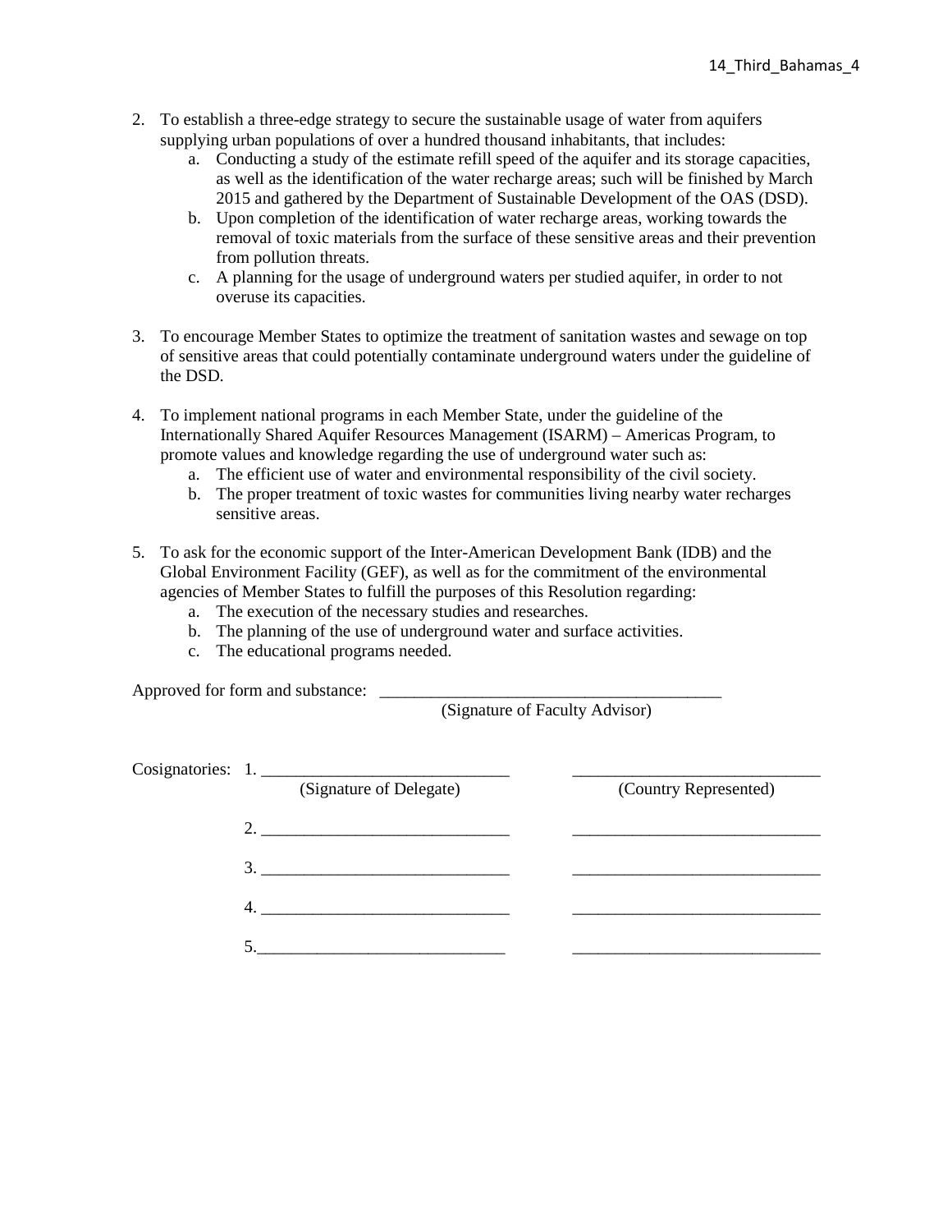2. To establish a three-edge strategy to secure the sustainable usage of water from aquifers supplying urban populations of over a hundred thousand inhabitants, that includes:
    a. Conducting a study of the estimate refill speed of the aquifer and its storage capacities, as well as the identification of the water recharge areas; such will be finished by March 2015 and gathered by the Department of Sustainable Development of the OAS (DSD).
    b. Upon completion of the identification of water recharge areas, working towards the removal of toxic materials from the surface of these sensitive areas and their prevention from pollution threats.
    c. A planning for the usage of underground waters per studied aquifer, in order to not overuse its capacities.

3. To encourage Member States to optimize the treatment of sanitation wastes and sewage on top of sensitive areas that could potentially contaminate underground waters under the guideline of the DSD.

4. To implement national programs in each Member State, under the guideline of the Internationally Shared Aquifer Resources Management (ISARM) – Americas Program, to promote values and knowledge regarding the use of underground water such as:
    a. The efficient use of water and environmental responsibility of the civil society.
    b. The proper treatment of toxic wastes for communities living nearby water recharges sensitive areas.

5. To ask for the economic support of the Inter-American Development Bank (IDB) and the Global Environment Facility (GEF), as well as for the commitment of the environmental agencies of Member States to fulfill the purposes of this Resolution regarding:
    a. The execution of the necessary studies and researches.
    b. The planning of the use of underground water and surface activities.
    c. The educational programs needed.

Approved for form and substance: ________________________________________
(Signature of Faculty Advisor)

Cosignatories: 1. _____________________________ _____________________________
(Signature of Delegate) (Country Represented)

2. _____________________________ _____________________________

3. _____________________________ _____________________________

4. _____________________________ _____________________________

5. _____________________________ _____________________________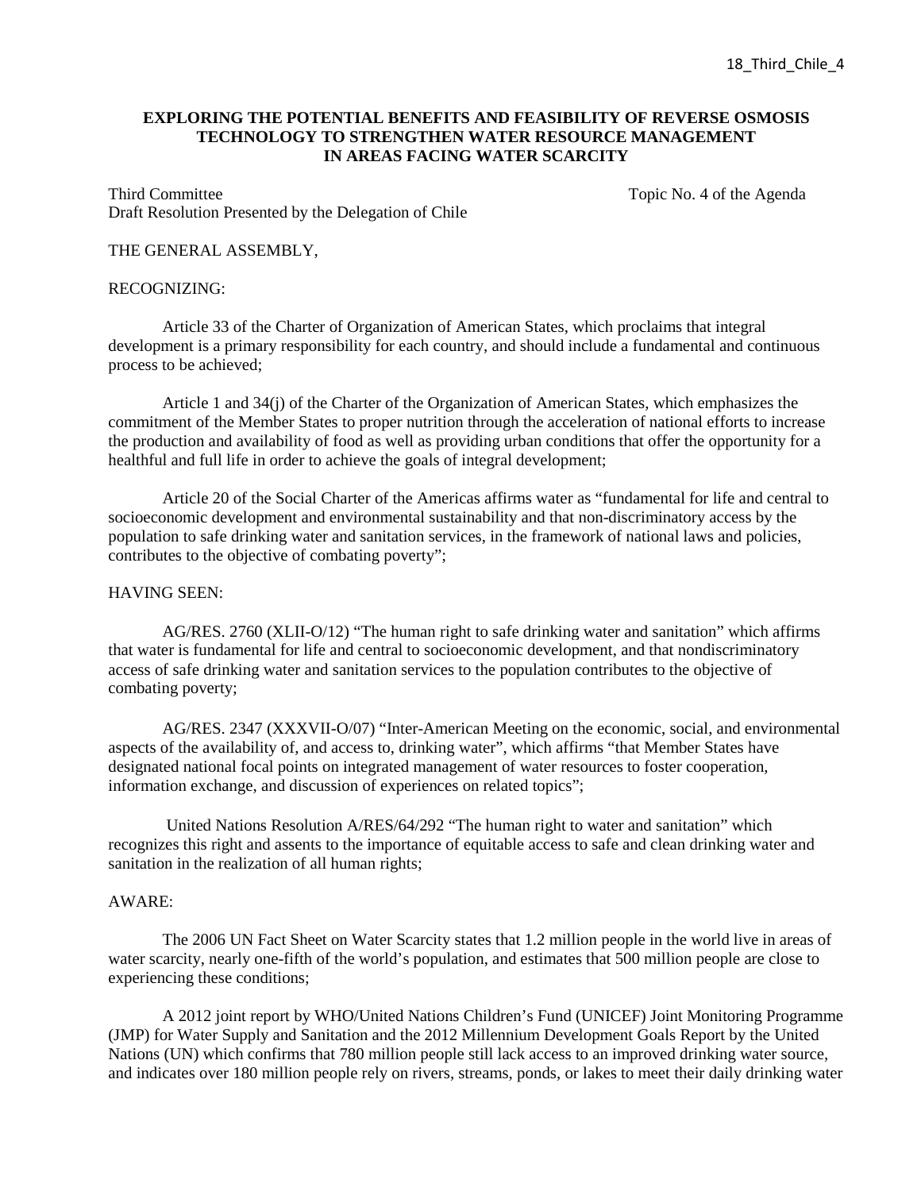18_Third_Chile_4

**EXPLORING THE POTENTIAL BENEFITS AND FEASIBILITY OF REVERSE OSMOSIS TECHNOLOGY TO STRENGTHEN WATER RESOURCE MANAGEMENT IN AREAS FACING WATER SCARCITY**

Third Committee  Topic No. 4 of the Agenda
Draft Resolution Presented by the Delegation of Chile

THE GENERAL ASSEMBLY,

RECOGNIZING:

Article 33 of the Charter of Organization of American States, which proclaims that integral development is a primary responsibility for each country, and should include a fundamental and continuous process to be achieved;

Article 1 and 34(j) of the Charter of the Organization of American States, which emphasizes the commitment of the Member States to proper nutrition through the acceleration of national efforts to increase the production and availability of food as well as providing urban conditions that offer the opportunity for a healthful and full life in order to achieve the goals of integral development;

Article 20 of the Social Charter of the Americas affirms water as "fundamental for life and central to socioeconomic development and environmental sustainability and that non-discriminatory access by the population to safe drinking water and sanitation services, in the framework of national laws and policies, contributes to the objective of combating poverty";

HAVING SEEN:

AG/RES. 2760 (XLII-O/12) "The human right to safe drinking water and sanitation" which affirms that water is fundamental for life and central to socioeconomic development, and that nondiscriminatory access of safe drinking water and sanitation services to the population contributes to the objective of combating poverty;

AG/RES. 2347 (XXXVII-O/07) "Inter-American Meeting on the economic, social, and environmental aspects of the availability of, and access to, drinking water", which affirms "that Member States have designated national focal points on integrated management of water resources to foster cooperation, information exchange, and discussion of experiences on related topics";

United Nations Resolution A/RES/64/292 "The human right to water and sanitation" which recognizes this right and assents to the importance of equitable access to safe and clean drinking water and sanitation in the realization of all human rights;

AWARE:

The 2006 UN Fact Sheet on Water Scarcity states that 1.2 million people in the world live in areas of water scarcity, nearly one-fifth of the world's population, and estimates that 500 million people are close to experiencing these conditions;

A 2012 joint report by WHO/United Nations Children's Fund (UNICEF) Joint Monitoring Programme (JMP) for Water Supply and Sanitation and the 2012 Millennium Development Goals Report by the United Nations (UN) which confirms that 780 million people still lack access to an improved drinking water source, and indicates over 180 million people rely on rivers, streams, ponds, or lakes to meet their daily drinking water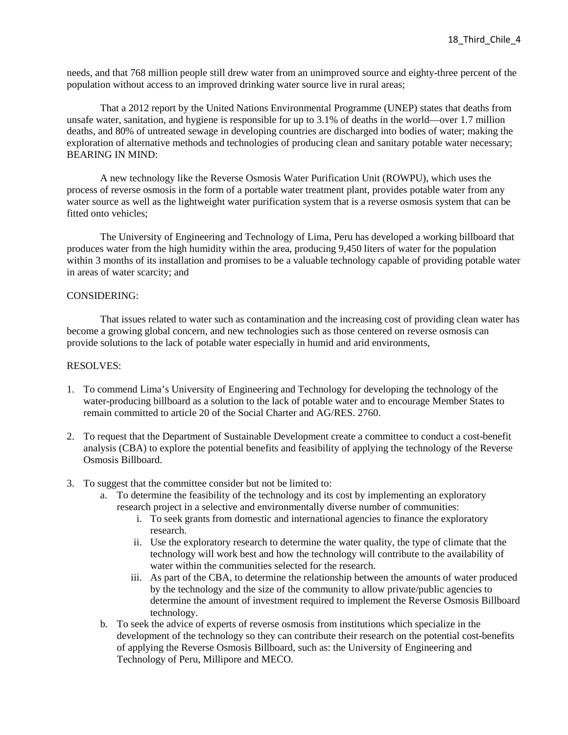needs, and that 768 million people still drew water from an unimproved source and eighty-three percent of the population without access to an improved drinking water source live in rural areas;

That a 2012 report by the United Nations Environmental Programme (UNEP) states that deaths from unsafe water, sanitation, and hygiene is responsible for up to 3.1% of deaths in the world—over 1.7 million deaths, and 80% of untreated sewage in developing countries are discharged into bodies of water; making the exploration of alternative methods and technologies of producing clean and sanitary potable water necessary;

BEARING IN MIND:

A new technology like the Reverse Osmosis Water Purification Unit (ROWPU), which uses the process of reverse osmosis in the form of a portable water treatment plant, provides potable water from any water source as well as the lightweight water purification system that is a reverse osmosis system that can be fitted onto vehicles;

The University of Engineering and Technology of Lima, Peru has developed a working billboard that produces water from the high humidity within the area, producing 9,450 liters of water for the population within 3 months of its installation and promises to be a valuable technology capable of providing potable water in areas of water scarcity; and

CONSIDERING:

That issues related to water such as contamination and the increasing cost of providing clean water has become a growing global concern, and new technologies such as those centered on reverse osmosis can provide solutions to the lack of potable water especially in humid and arid environments,

RESOLVES:

1. To commend Lima's University of Engineering and Technology for developing the technology of the water-producing billboard as a solution to the lack of potable water and to encourage Member States to remain committed to article 20 of the Social Charter and AG/RES. 2760.

2. To request that the Department of Sustainable Development create a committee to conduct a cost-benefit analysis (CBA) to explore the potential benefits and feasibility of applying the technology of the Reverse Osmosis Billboard.

3. To suggest that the committee consider but not be limited to:
    a. To determine the feasibility of the technology and its cost by implementing an exploratory research project in a selective and environmentally diverse number of communities:
        i. To seek grants from domestic and international agencies to finance the exploratory research.
        ii. Use the exploratory research to determine the water quality, the type of climate that the technology will work best and how the technology will contribute to the availability of water within the communities selected for the research.
        iii. As part of the CBA, to determine the relationship between the amounts of water produced by the technology and the size of the community to allow private/public agencies to determine the amount of investment required to implement the Reverse Osmosis Billboard technology.
    b. To seek the advice of experts of reverse osmosis from institutions which specialize in the development of the technology so they can contribute their research on the potential cost-benefits of applying the Reverse Osmosis Billboard, such as: the University of Engineering and Technology of Peru, Millipore and MECO.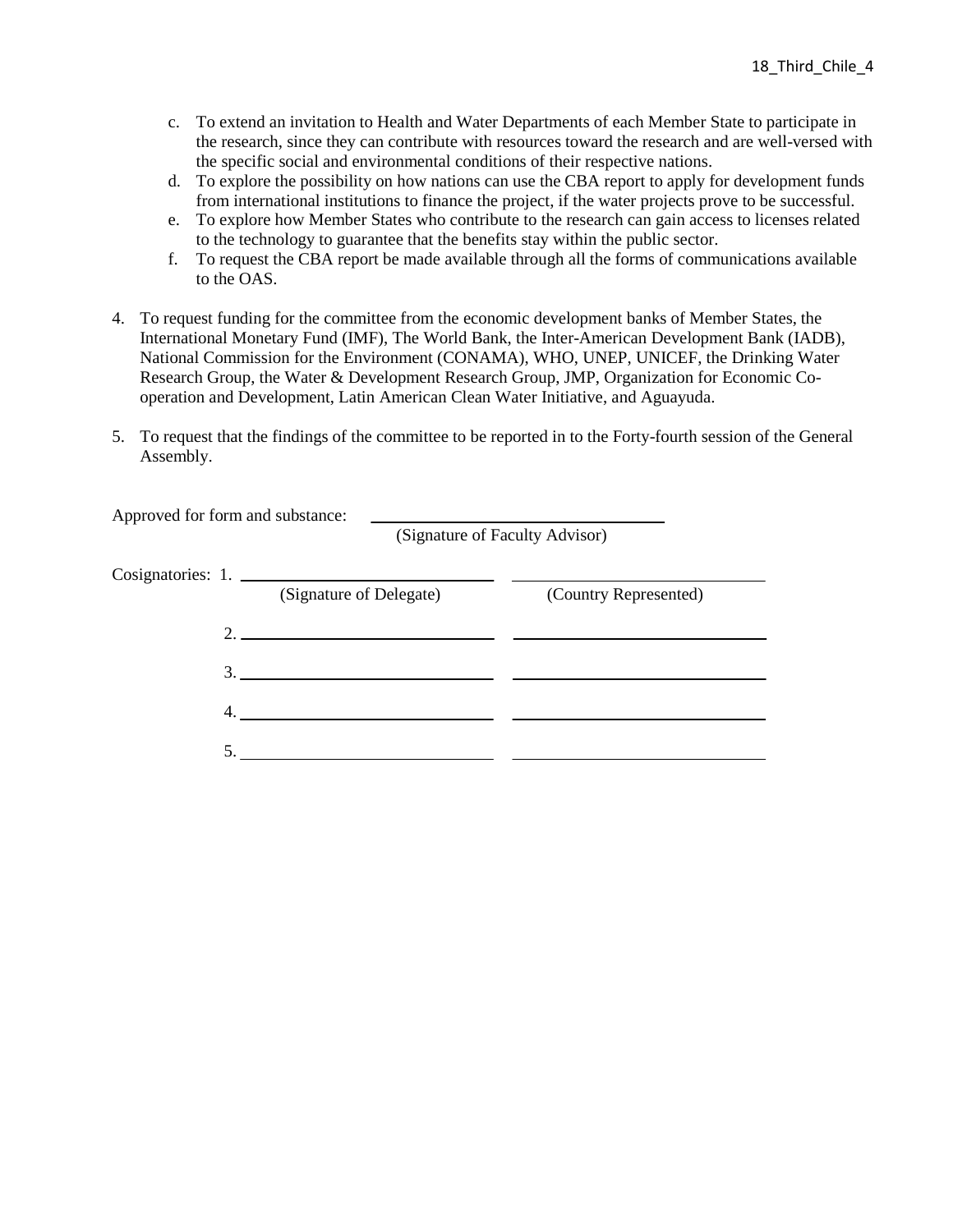c. To extend an invitation to Health and Water Departments of each Member State to participate in the research, since they can contribute with resources toward the research and are well-versed with the specific social and environmental conditions of their respective nations.
d. To explore the possibility on how nations can use the CBA report to apply for development funds from international institutions to finance the project, if the water projects prove to be successful.
e. To explore how Member States who contribute to the research can gain access to licenses related to the technology to guarantee that the benefits stay within the public sector.
f. To request the CBA report be made available through all the forms of communications available to the OAS.

4. To request funding for the committee from the economic development banks of Member States, the International Monetary Fund (IMF), The World Bank, the Inter-American Development Bank (IADB), National Commission for the Environment (CONAMA), WHO, UNEP, UNICEF, the Drinking Water Research Group, the Water & Development Research Group, JMP, Organization for Economic Co-operation and Development, Latin American Clean Water Initiative, and Aguayuda.

5. To request that the findings of the committee to be reported in to the Forty-fourth session of the General Assembly.

Approved for form and substance: ______________________________
(Signature of Faculty Advisor)

Cosignatories:

| | (Signature of Delegate) | (Country Represented) |
|---|---|---|
| 1. | | |
| 2. | | |
| 3. | | |
| 4. | | |
| 5. | | |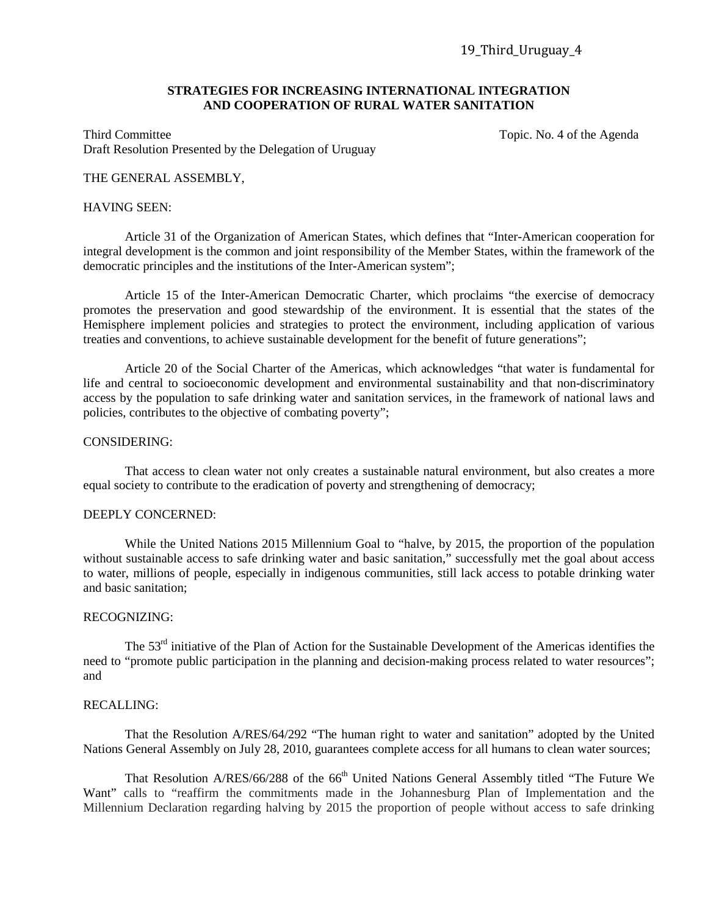19_Third_Uruguay_4

**STRATEGIES FOR INCREASING INTERNATIONAL INTEGRATION AND COOPERATION OF RURAL WATER SANITATION**

Third Committee  Topic. No. 4 of the Agenda
Draft Resolution Presented by the Delegation of Uruguay

THE GENERAL ASSEMBLY,

HAVING SEEN:

Article 31 of the Organization of American States, which defines that "Inter-American cooperation for integral development is the common and joint responsibility of the Member States, within the framework of the democratic principles and the institutions of the Inter-American system";

Article 15 of the Inter-American Democratic Charter, which proclaims "the exercise of democracy promotes the preservation and good stewardship of the environment. It is essential that the states of the Hemisphere implement policies and strategies to protect the environment, including application of various treaties and conventions, to achieve sustainable development for the benefit of future generations";

Article 20 of the Social Charter of the Americas, which acknowledges "that water is fundamental for life and central to socioeconomic development and environmental sustainability and that non-discriminatory access by the population to safe drinking water and sanitation services, in the framework of national laws and policies, contributes to the objective of combating poverty";

CONSIDERING:

That access to clean water not only creates a sustainable natural environment, but also creates a more equal society to contribute to the eradication of poverty and strengthening of democracy;

DEEPLY CONCERNED:

While the United Nations 2015 Millennium Goal to "halve, by 2015, the proportion of the population without sustainable access to safe drinking water and basic sanitation," successfully met the goal about access to water, millions of people, especially in indigenous communities, still lack access to potable drinking water and basic sanitation;

RECOGNIZING:

The 53rd initiative of the Plan of Action for the Sustainable Development of the Americas identifies the need to "promote public participation in the planning and decision-making process related to water resources"; and

RECALLING:

That the Resolution A/RES/64/292 "The human right to water and sanitation" adopted by the United Nations General Assembly on July 28, 2010, guarantees complete access for all humans to clean water sources;

That Resolution A/RES/66/288 of the 66th United Nations General Assembly titled "The Future We Want" calls to "reaffirm the commitments made in the Johannesburg Plan of Implementation and the Millennium Declaration regarding halving by 2015 the proportion of people without access to safe drinking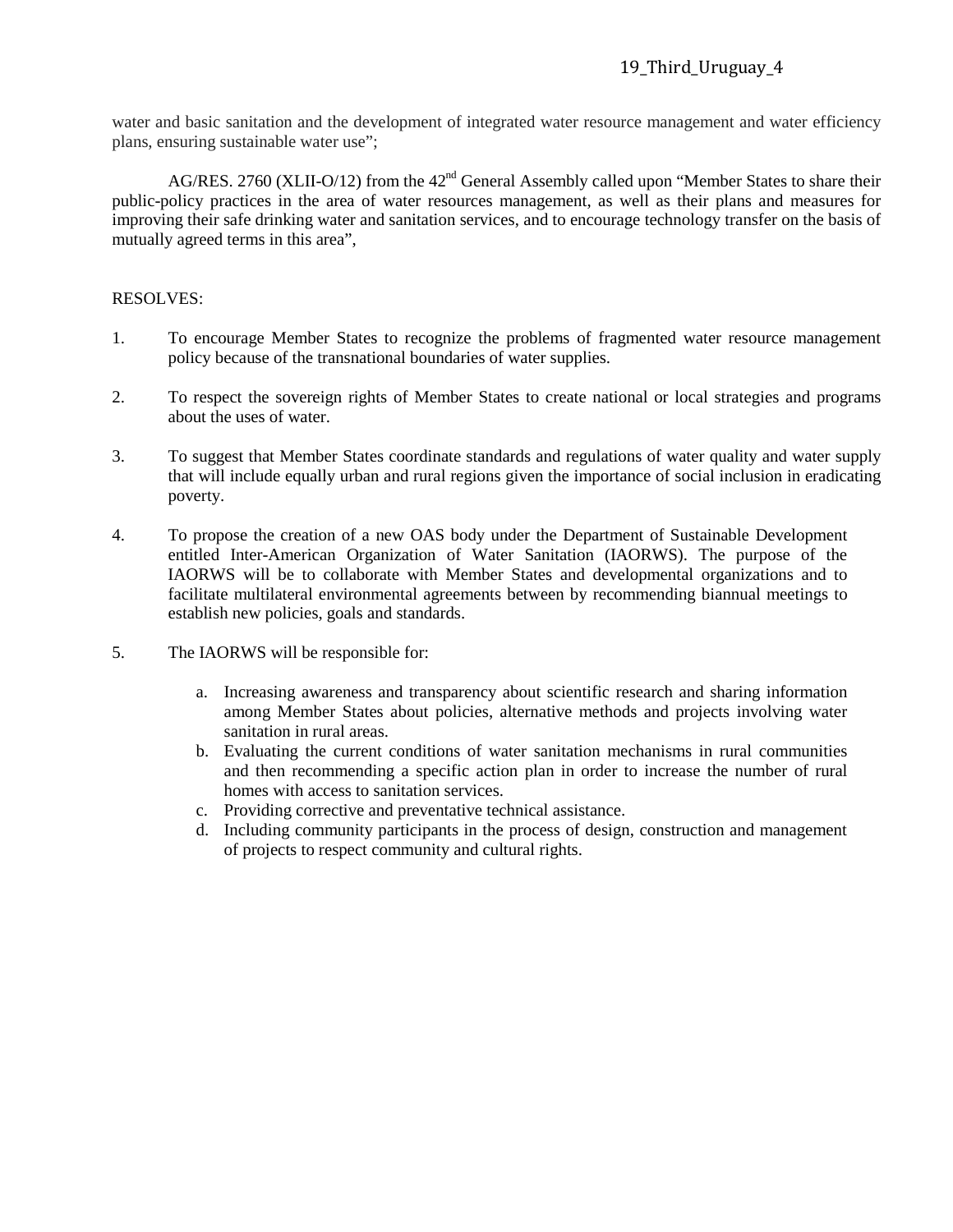water and basic sanitation and the development of integrated water resource management and water efficiency plans, ensuring sustainable water use";

AG/RES. 2760 (XLII-O/12) from the 42nd General Assembly called upon "Member States to share their public-policy practices in the area of water resources management, as well as their plans and measures for improving their safe drinking water and sanitation services, and to encourage technology transfer on the basis of mutually agreed terms in this area",

RESOLVES:

1. To encourage Member States to recognize the problems of fragmented water resource management policy because of the transnational boundaries of water supplies.

2. To respect the sovereign rights of Member States to create national or local strategies and programs about the uses of water.

3. To suggest that Member States coordinate standards and regulations of water quality and water supply that will include equally urban and rural regions given the importance of social inclusion in eradicating poverty.

4. To propose the creation of a new OAS body under the Department of Sustainable Development entitled Inter-American Organization of Water Sanitation (IAORWS). The purpose of the IAORWS will be to collaborate with Member States and developmental organizations and to facilitate multilateral environmental agreements between by recommending biannual meetings to establish new policies, goals and standards.

5. The IAORWS will be responsible for:

    a. Increasing awareness and transparency about scientific research and sharing information among Member States about policies, alternative methods and projects involving water sanitation in rural areas.
    b. Evaluating the current conditions of water sanitation mechanisms in rural communities and then recommending a specific action plan in order to increase the number of rural homes with access to sanitation services.
    c. Providing corrective and preventative technical assistance.
    d. Including community participants in the process of design, construction and management of projects to respect community and cultural rights.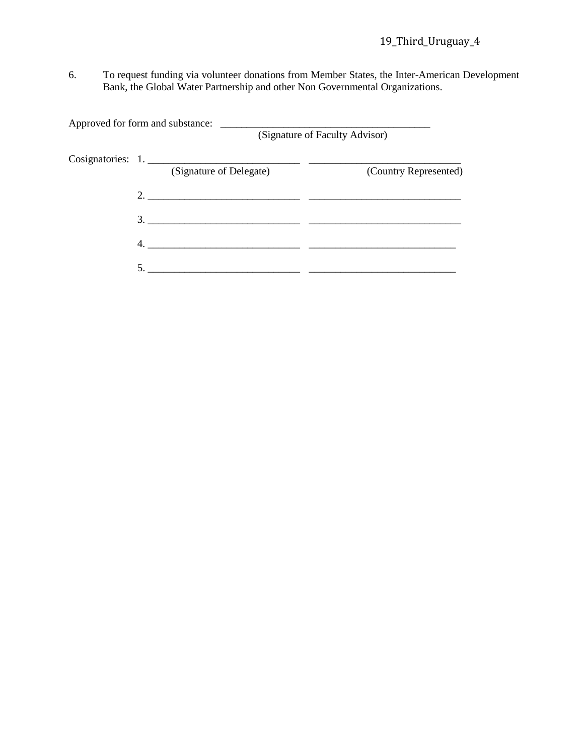6. To request funding via volunteer donations from Member States, the Inter-American Development Bank, the Global Water Partnership and other Non Governmental Organizations.

Approved for form and substance: ________________________________________
(Signature of Faculty Advisor)

Cosignatories:

| | (Signature of Delegate) | (Country Represented) |
|---|---|---|
| 1. | ____________________________ | ____________________________ |
| 2. | ____________________________ | ____________________________ |
| 3. | ____________________________ | ____________________________ |
| 4. | ____________________________ | ____________________________ |
| 5. | ____________________________ | ____________________________ |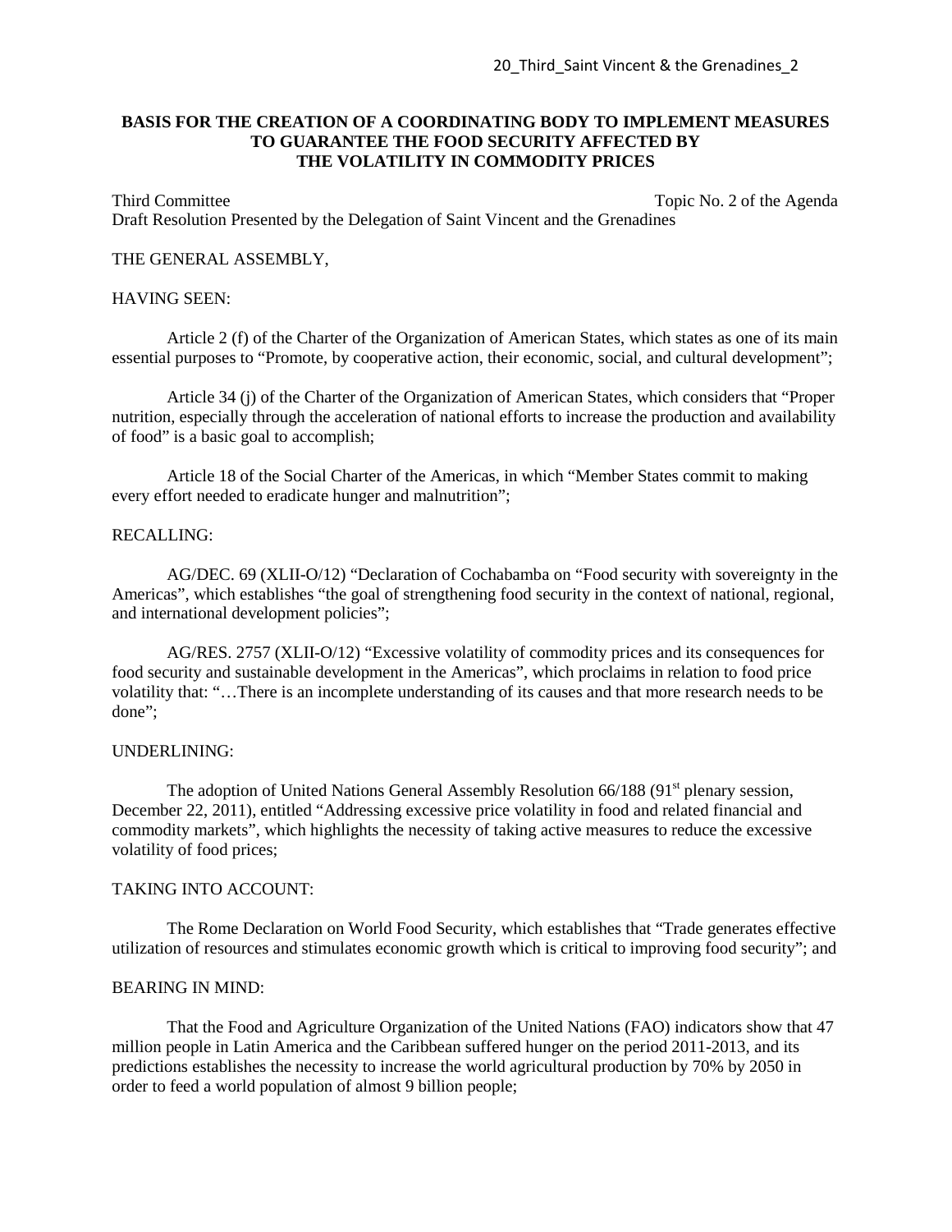**BASIS FOR THE CREATION OF A COORDINATING BODY TO IMPLEMENT MEASURES TO GUARANTEE THE FOOD SECURITY AFFECTED BY THE VOLATILITY IN COMMODITY PRICES**

Third Committee Topic No. 2 of the Agenda
Draft Resolution Presented by the Delegation of Saint Vincent and the Grenadines

THE GENERAL ASSEMBLY,

HAVING SEEN:

Article 2 (f) of the Charter of the Organization of American States, which states as one of its main essential purposes to "Promote, by cooperative action, their economic, social, and cultural development";

Article 34 (j) of the Charter of the Organization of American States, which considers that "Proper nutrition, especially through the acceleration of national efforts to increase the production and availability of food" is a basic goal to accomplish;

Article 18 of the Social Charter of the Americas, in which "Member States commit to making every effort needed to eradicate hunger and malnutrition";

RECALLING:

AG/DEC. 69 (XLII-O/12) "Declaration of Cochabamba on "Food security with sovereignty in the Americas", which establishes "the goal of strengthening food security in the context of national, regional, and international development policies";

AG/RES. 2757 (XLII-O/12) "Excessive volatility of commodity prices and its consequences for food security and sustainable development in the Americas", which proclaims in relation to food price volatility that: "…There is an incomplete understanding of its causes and that more research needs to be done";

UNDERLINING:

The adoption of United Nations General Assembly Resolution 66/188 (91st plenary session, December 22, 2011), entitled "Addressing excessive price volatility in food and related financial and commodity markets", which highlights the necessity of taking active measures to reduce the excessive volatility of food prices;

TAKING INTO ACCOUNT:

The Rome Declaration on World Food Security, which establishes that "Trade generates effective utilization of resources and stimulates economic growth which is critical to improving food security"; and

BEARING IN MIND:

That the Food and Agriculture Organization of the United Nations (FAO) indicators show that 47 million people in Latin America and the Caribbean suffered hunger on the period 2011-2013, and its predictions establishes the necessity to increase the world agricultural production by 70% by 2050 in order to feed a world population of almost 9 billion people;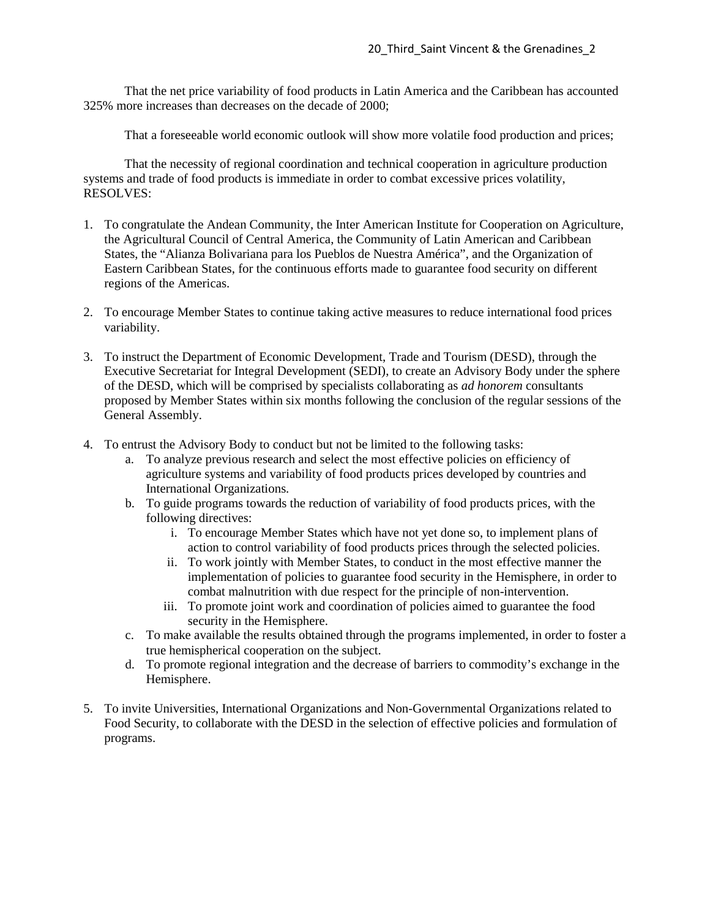That the net price variability of food products in Latin America and the Caribbean has accounted 325% more increases than decreases on the decade of 2000;

That a foreseeable world economic outlook will show more volatile food production and prices;

That the necessity of regional coordination and technical cooperation in agriculture production systems and trade of food products is immediate in order to combat excessive prices volatility, RESOLVES:

1. To congratulate the Andean Community, the Inter American Institute for Cooperation on Agriculture, the Agricultural Council of Central America, the Community of Latin American and Caribbean States, the "Alianza Bolivariana para los Pueblos de Nuestra América", and the Organization of Eastern Caribbean States, for the continuous efforts made to guarantee food security on different regions of the Americas.

2. To encourage Member States to continue taking active measures to reduce international food prices variability.

3. To instruct the Department of Economic Development, Trade and Tourism (DESD), through the Executive Secretariat for Integral Development (SEDI), to create an Advisory Body under the sphere of the DESD, which will be comprised by specialists collaborating as *ad honorem* consultants proposed by Member States within six months following the conclusion of the regular sessions of the General Assembly.

4. To entrust the Advisory Body to conduct but not be limited to the following tasks:
   a. To analyze previous research and select the most effective policies on efficiency of agriculture systems and variability of food products prices developed by countries and International Organizations.
   b. To guide programs towards the reduction of variability of food products prices, with the following directives:
      i. To encourage Member States which have not yet done so, to implement plans of action to control variability of food products prices through the selected policies.
      ii. To work jointly with Member States, to conduct in the most effective manner the implementation of policies to guarantee food security in the Hemisphere, in order to combat malnutrition with due respect for the principle of non-intervention.
      iii. To promote joint work and coordination of policies aimed to guarantee the food security in the Hemisphere.
   c. To make available the results obtained through the programs implemented, in order to foster a true hemispherical cooperation on the subject.
   d. To promote regional integration and the decrease of barriers to commodity's exchange in the Hemisphere.

5. To invite Universities, International Organizations and Non-Governmental Organizations related to Food Security, to collaborate with the DESD in the selection of effective policies and formulation of programs.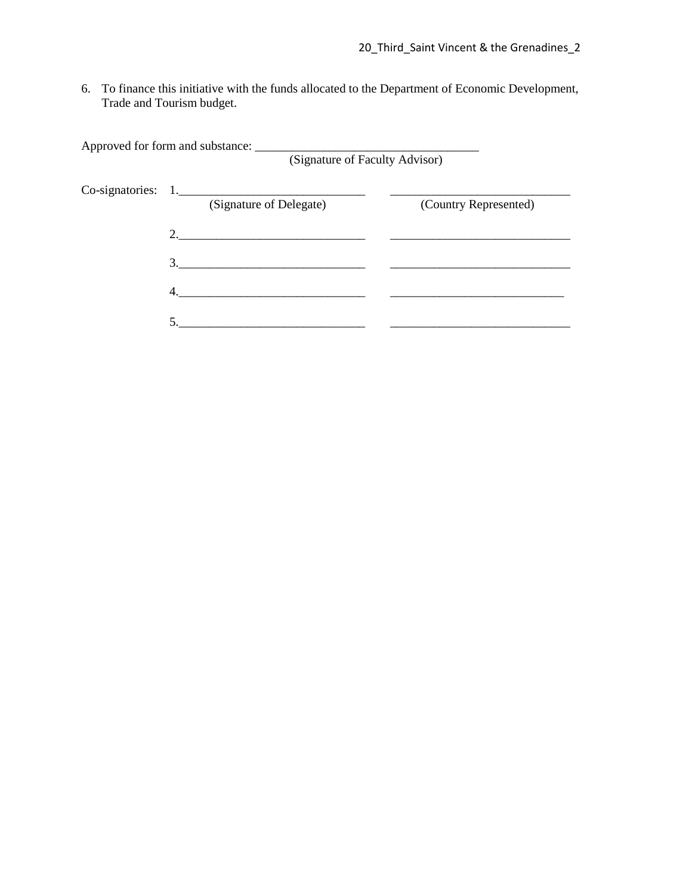6. To finance this initiative with the funds allocated to the Department of Economic Development, Trade and Tourism budget.

Approved for form and substance: ____________________________________
(Signature of Faculty Advisor)

Co-signatories:

| | (Signature of Delegate) | (Country Represented) |
|---|---|---|
| 1. | ______________________________ | ______________________________ |
| 2. | ______________________________ | ______________________________ |
| 3. | ______________________________ | ______________________________ |
| 4. | ______________________________ | ______________________________ |
| 5. | ______________________________ | ______________________________ |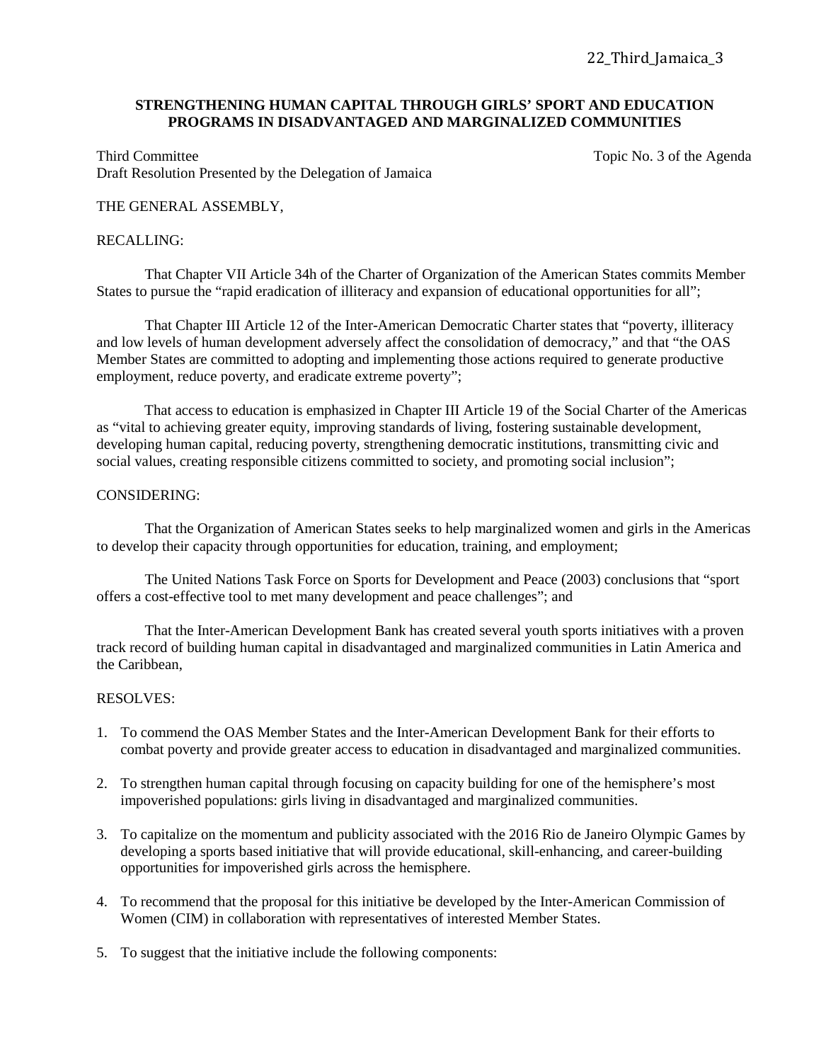22_Third_Jamaica_3

**STRENGTHENING HUMAN CAPITAL THROUGH GIRLS' SPORT AND EDUCATION PROGRAMS IN DISADVANTAGED AND MARGINALIZED COMMUNITIES**

Third Committee                                                                                    Topic No. 3 of the Agenda
Draft Resolution Presented by the Delegation of Jamaica

THE GENERAL ASSEMBLY,

RECALLING:

That Chapter VII Article 34h of the Charter of Organization of the American States commits Member States to pursue the "rapid eradication of illiteracy and expansion of educational opportunities for all";

That Chapter III Article 12 of the Inter-American Democratic Charter states that "poverty, illiteracy and low levels of human development adversely affect the consolidation of democracy," and that "the OAS Member States are committed to adopting and implementing those actions required to generate productive employment, reduce poverty, and eradicate extreme poverty";

That access to education is emphasized in Chapter III Article 19 of the Social Charter of the Americas as "vital to achieving greater equity, improving standards of living, fostering sustainable development, developing human capital, reducing poverty, strengthening democratic institutions, transmitting civic and social values, creating responsible citizens committed to society, and promoting social inclusion";

CONSIDERING:

That the Organization of American States seeks to help marginalized women and girls in the Americas to develop their capacity through opportunities for education, training, and employment;

The United Nations Task Force on Sports for Development and Peace (2003) conclusions that "sport offers a cost-effective tool to met many development and peace challenges"; and

That the Inter-American Development Bank has created several youth sports initiatives with a proven track record of building human capital in disadvantaged and marginalized communities in Latin America and the Caribbean,

RESOLVES:

1. To commend the OAS Member States and the Inter-American Development Bank for their efforts to combat poverty and provide greater access to education in disadvantaged and marginalized communities.

2. To strengthen human capital through focusing on capacity building for one of the hemisphere's most impoverished populations: girls living in disadvantaged and marginalized communities.

3. To capitalize on the momentum and publicity associated with the 2016 Rio de Janeiro Olympic Games by developing a sports based initiative that will provide educational, skill-enhancing, and career-building opportunities for impoverished girls across the hemisphere.

4. To recommend that the proposal for this initiative be developed by the Inter-American Commission of Women (CIM) in collaboration with representatives of interested Member States.

5. To suggest that the initiative include the following components: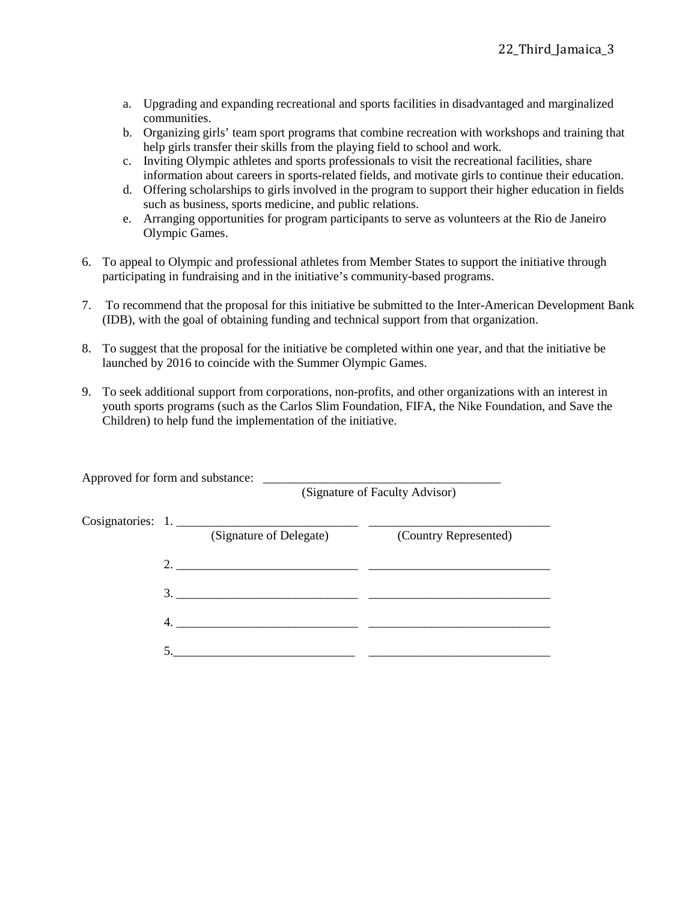a. Upgrading and expanding recreational and sports facilities in disadvantaged and marginalized communities.
b. Organizing girls' team sport programs that combine recreation with workshops and training that help girls transfer their skills from the playing field to school and work.
c. Inviting Olympic athletes and sports professionals to visit the recreational facilities, share information about careers in sports-related fields, and motivate girls to continue their education.
d. Offering scholarships to girls involved in the program to support their higher education in fields such as business, sports medicine, and public relations.
e. Arranging opportunities for program participants to serve as volunteers at the Rio de Janeiro Olympic Games.

6. To appeal to Olympic and professional athletes from Member States to support the initiative through participating in fundraising and in the initiative's community-based programs.

7. To recommend that the proposal for this initiative be submitted to the Inter-American Development Bank (IDB), with the goal of obtaining funding and technical support from that organization.

8. To suggest that the proposal for the initiative be completed within one year, and that the initiative be launched by 2016 to coincide with the Summer Olympic Games.

9. To seek additional support from corporations, non-profits, and other organizations with an interest in youth sports programs (such as the Carlos Slim Foundation, FIFA, the Nike Foundation, and Save the Children) to help fund the implementation of the initiative.

Approved for form and substance: ______________________________________
(Signature of Faculty Advisor)

Cosignatories:

| | (Signature of Delegate) | (Country Represented) |
|---|---|---|
| 1. | _____________________________ | _____________________________ |
| 2. | _____________________________ | _____________________________ |
| 3. | _____________________________ | _____________________________ |
| 4. | _____________________________ | _____________________________ |
| 5. | _____________________________ | _____________________________ |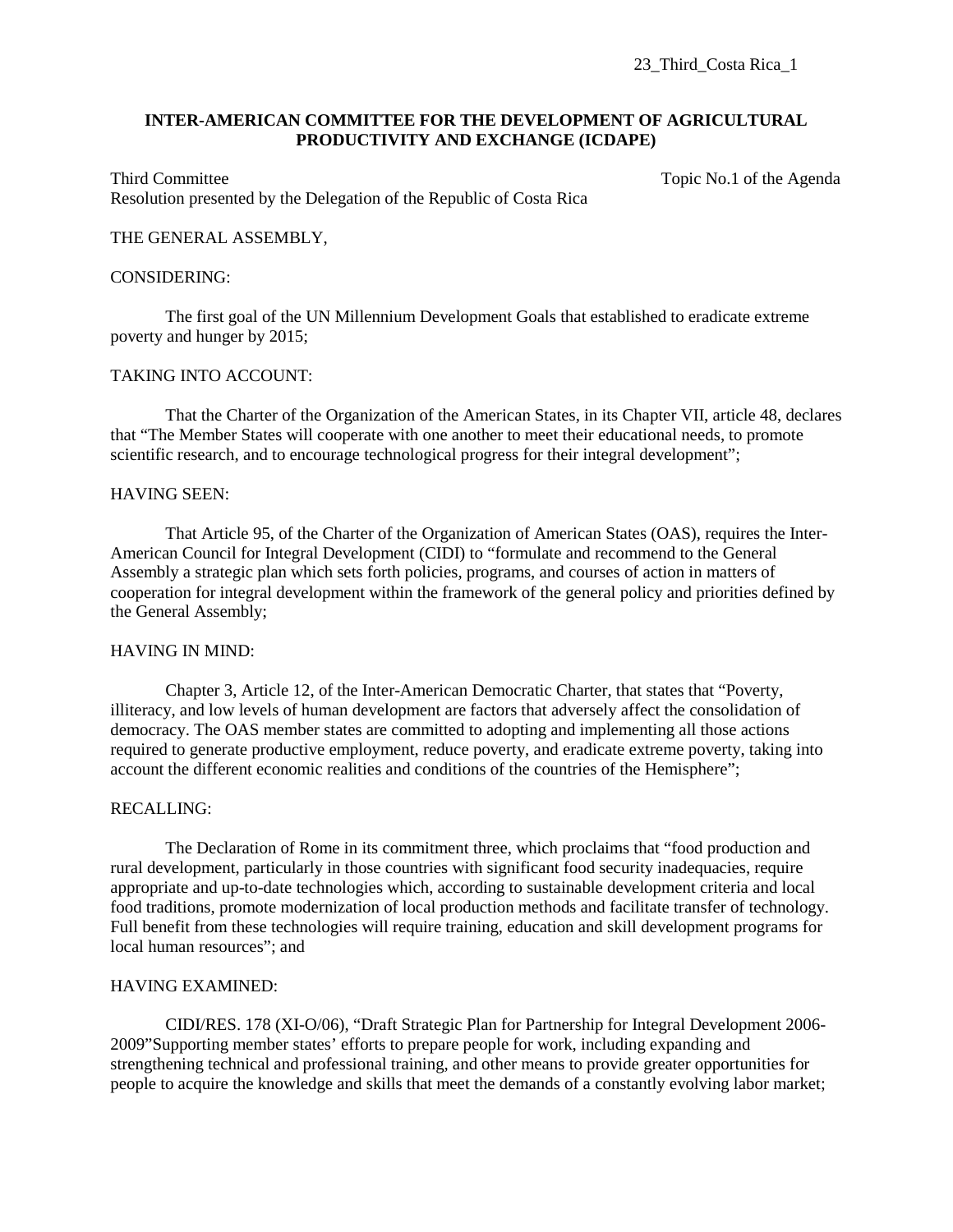23_Third_Costa Rica_1

**INTER-AMERICAN COMMITTEE FOR THE DEVELOPMENT OF AGRICULTURAL PRODUCTIVITY AND EXCHANGE (ICDAPE)**

Third Committee — Topic No.1 of the Agenda

Resolution presented by the Delegation of the Republic of Costa Rica

THE GENERAL ASSEMBLY,

CONSIDERING:

The first goal of the UN Millennium Development Goals that established to eradicate extreme poverty and hunger by 2015;

TAKING INTO ACCOUNT:

That the Charter of the Organization of the American States, in its Chapter VII, article 48, declares that "The Member States will cooperate with one another to meet their educational needs, to promote scientific research, and to encourage technological progress for their integral development";

HAVING SEEN:

That Article 95, of the Charter of the Organization of American States (OAS), requires the Inter-American Council for Integral Development (CIDI) to "formulate and recommend to the General Assembly a strategic plan which sets forth policies, programs, and courses of action in matters of cooperation for integral development within the framework of the general policy and priorities defined by the General Assembly;

HAVING IN MIND:

Chapter 3, Article 12, of the Inter-American Democratic Charter, that states that "Poverty, illiteracy, and low levels of human development are factors that adversely affect the consolidation of democracy. The OAS member states are committed to adopting and implementing all those actions required to generate productive employment, reduce poverty, and eradicate extreme poverty, taking into account the different economic realities and conditions of the countries of the Hemisphere";

RECALLING:

The Declaration of Rome in its commitment three, which proclaims that "food production and rural development, particularly in those countries with significant food security inadequacies, require appropriate and up-to-date technologies which, according to sustainable development criteria and local food traditions, promote modernization of local production methods and facilitate transfer of technology. Full benefit from these technologies will require training, education and skill development programs for local human resources"; and

HAVING EXAMINED:

CIDI/RES. 178 (XI-O/06), "Draft Strategic Plan for Partnership for Integral Development 2006-2009"Supporting member states' efforts to prepare people for work, including expanding and strengthening technical and professional training, and other means to provide greater opportunities for people to acquire the knowledge and skills that meet the demands of a constantly evolving labor market;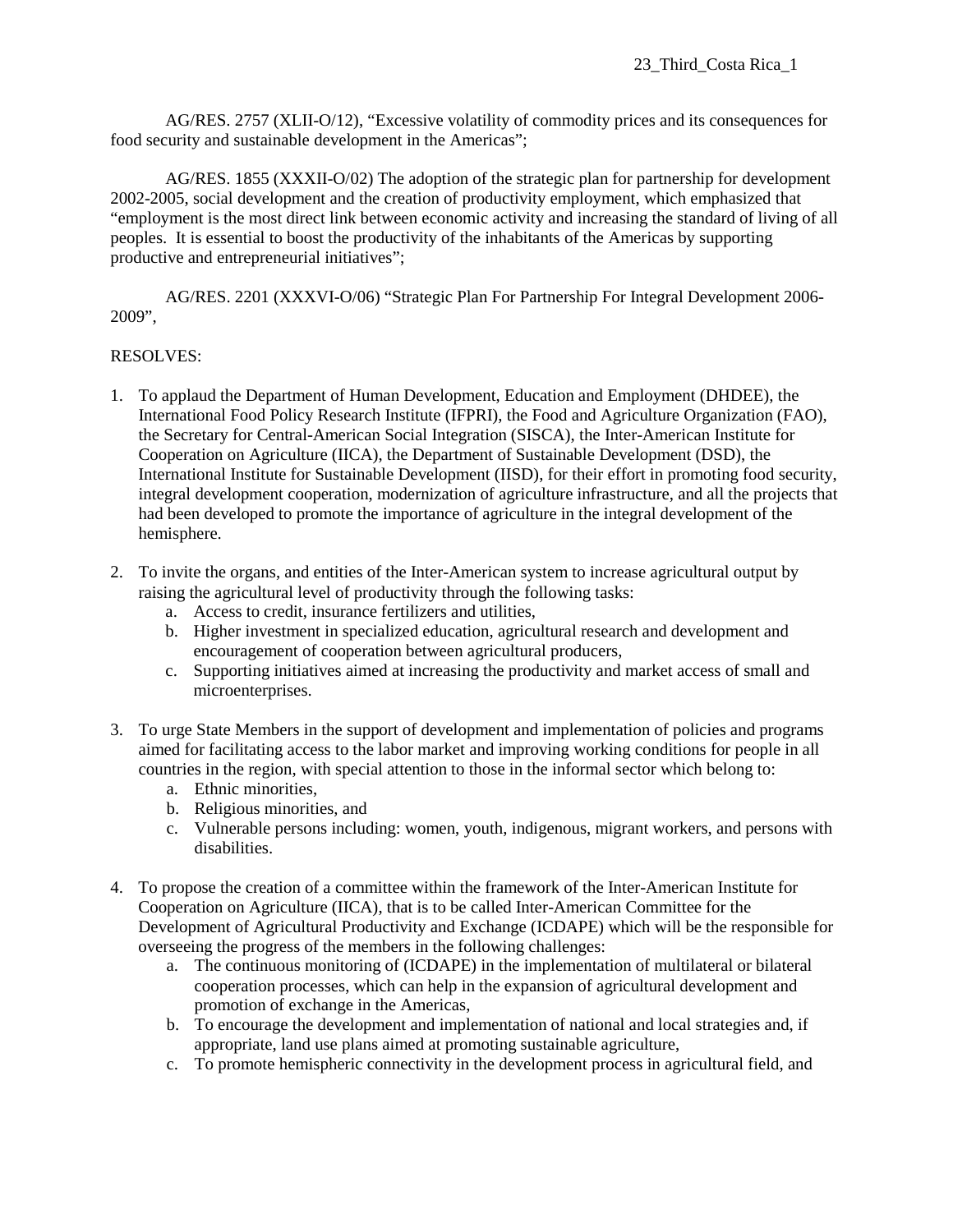AG/RES. 2757 (XLII-O/12), "Excessive volatility of commodity prices and its consequences for food security and sustainable development in the Americas";

AG/RES. 1855 (XXXII-O/02) The adoption of the strategic plan for partnership for development 2002-2005, social development and the creation of productivity employment, which emphasized that "employment is the most direct link between economic activity and increasing the standard of living of all peoples. It is essential to boost the productivity of the inhabitants of the Americas by supporting productive and entrepreneurial initiatives";

AG/RES. 2201 (XXXVI-O/06) "Strategic Plan For Partnership For Integral Development 2006-2009",

RESOLVES:

1. To applaud the Department of Human Development, Education and Employment (DHDEE), the International Food Policy Research Institute (IFPRI), the Food and Agriculture Organization (FAO), the Secretary for Central-American Social Integration (SISCA), the Inter-American Institute for Cooperation on Agriculture (IICA), the Department of Sustainable Development (DSD), the International Institute for Sustainable Development (IISD), for their effort in promoting food security, integral development cooperation, modernization of agriculture infrastructure, and all the projects that had been developed to promote the importance of agriculture in the integral development of the hemisphere.

2. To invite the organs, and entities of the Inter-American system to increase agricultural output by raising the agricultural level of productivity through the following tasks:
   a. Access to credit, insurance fertilizers and utilities,
   b. Higher investment in specialized education, agricultural research and development and encouragement of cooperation between agricultural producers,
   c. Supporting initiatives aimed at increasing the productivity and market access of small and microenterprises.

3. To urge State Members in the support of development and implementation of policies and programs aimed for facilitating access to the labor market and improving working conditions for people in all countries in the region, with special attention to those in the informal sector which belong to:
   a. Ethnic minorities,
   b. Religious minorities, and
   c. Vulnerable persons including: women, youth, indigenous, migrant workers, and persons with disabilities.

4. To propose the creation of a committee within the framework of the Inter-American Institute for Cooperation on Agriculture (IICA), that is to be called Inter-American Committee for the Development of Agricultural Productivity and Exchange (ICDAPE) which will be the responsible for overseeing the progress of the members in the following challenges:
   a. The continuous monitoring of (ICDAPE) in the implementation of multilateral or bilateral cooperation processes, which can help in the expansion of agricultural development and promotion of exchange in the Americas,
   b. To encourage the development and implementation of national and local strategies and, if appropriate, land use plans aimed at promoting sustainable agriculture,
   c. To promote hemispheric connectivity in the development process in agricultural field, and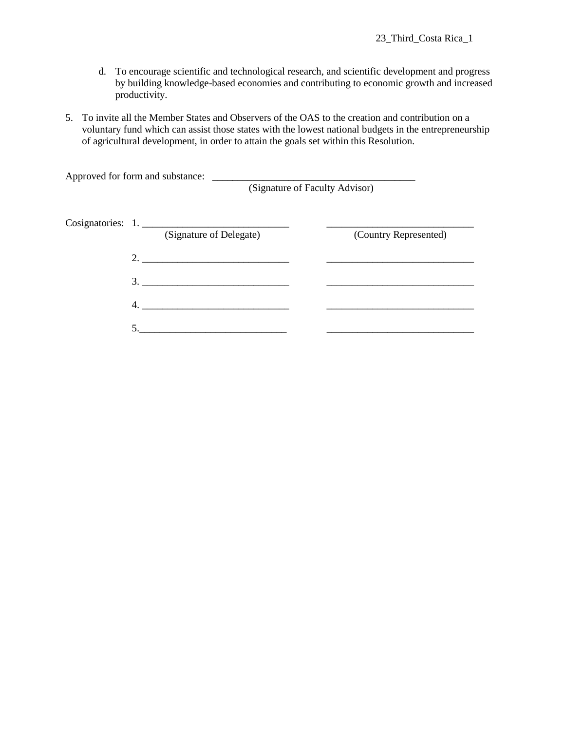d. To encourage scientific and technological research, and scientific development and progress by building knowledge-based economies and contributing to economic growth and increased productivity.

5. To invite all the Member States and Observers of the OAS to the creation and contribution on a voluntary fund which can assist those states with the lowest national budgets in the entrepreneurship of agricultural development, in order to attain the goals set within this Resolution.

Approved for form and substance: ________________________________________
(Signature of Faculty Advisor)

Cosignatories:

1. ____________________________ (Signature of Delegate) ____________________________ (Country Represented)
2. ____________________________ ____________________________
3. ____________________________ ____________________________
4. ____________________________ ____________________________
5. ____________________________ ____________________________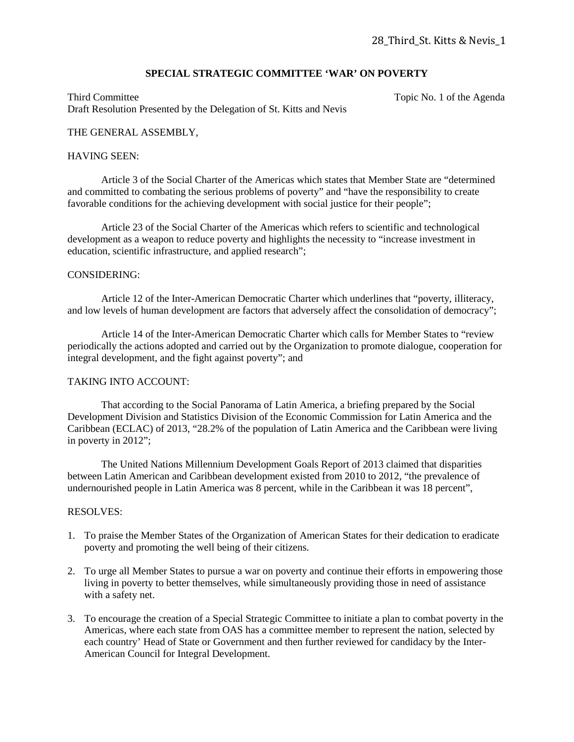28_Third_St. Kitts & Nevis_1

**SPECIAL STRATEGIC COMMITTEE 'WAR' ON POVERTY**

Third Committee — Topic No. 1 of the Agenda

Draft Resolution Presented by the Delegation of St. Kitts and Nevis

THE GENERAL ASSEMBLY,

HAVING SEEN:

Article 3 of the Social Charter of the Americas which states that Member State are "determined and committed to combating the serious problems of poverty" and "have the responsibility to create favorable conditions for the achieving development with social justice for their people";

Article 23 of the Social Charter of the Americas which refers to scientific and technological development as a weapon to reduce poverty and highlights the necessity to "increase investment in education, scientific infrastructure, and applied research";

CONSIDERING:

Article 12 of the Inter-American Democratic Charter which underlines that "poverty, illiteracy, and low levels of human development are factors that adversely affect the consolidation of democracy";

Article 14 of the Inter-American Democratic Charter which calls for Member States to "review periodically the actions adopted and carried out by the Organization to promote dialogue, cooperation for integral development, and the fight against poverty"; and

TAKING INTO ACCOUNT:

That according to the Social Panorama of Latin America, a briefing prepared by the Social Development Division and Statistics Division of the Economic Commission for Latin America and the Caribbean (ECLAC) of 2013, "28.2% of the population of Latin America and the Caribbean were living in poverty in 2012";

The United Nations Millennium Development Goals Report of 2013 claimed that disparities between Latin American and Caribbean development existed from 2010 to 2012, "the prevalence of undernourished people in Latin America was 8 percent, while in the Caribbean it was 18 percent",

RESOLVES:

1. To praise the Member States of the Organization of American States for their dedication to eradicate poverty and promoting the well being of their citizens.

2. To urge all Member States to pursue a war on poverty and continue their efforts in empowering those living in poverty to better themselves, while simultaneously providing those in need of assistance with a safety net.

3. To encourage the creation of a Special Strategic Committee to initiate a plan to combat poverty in the Americas, where each state from OAS has a committee member to represent the nation, selected by each country' Head of State or Government and then further reviewed for candidacy by the Inter-American Council for Integral Development.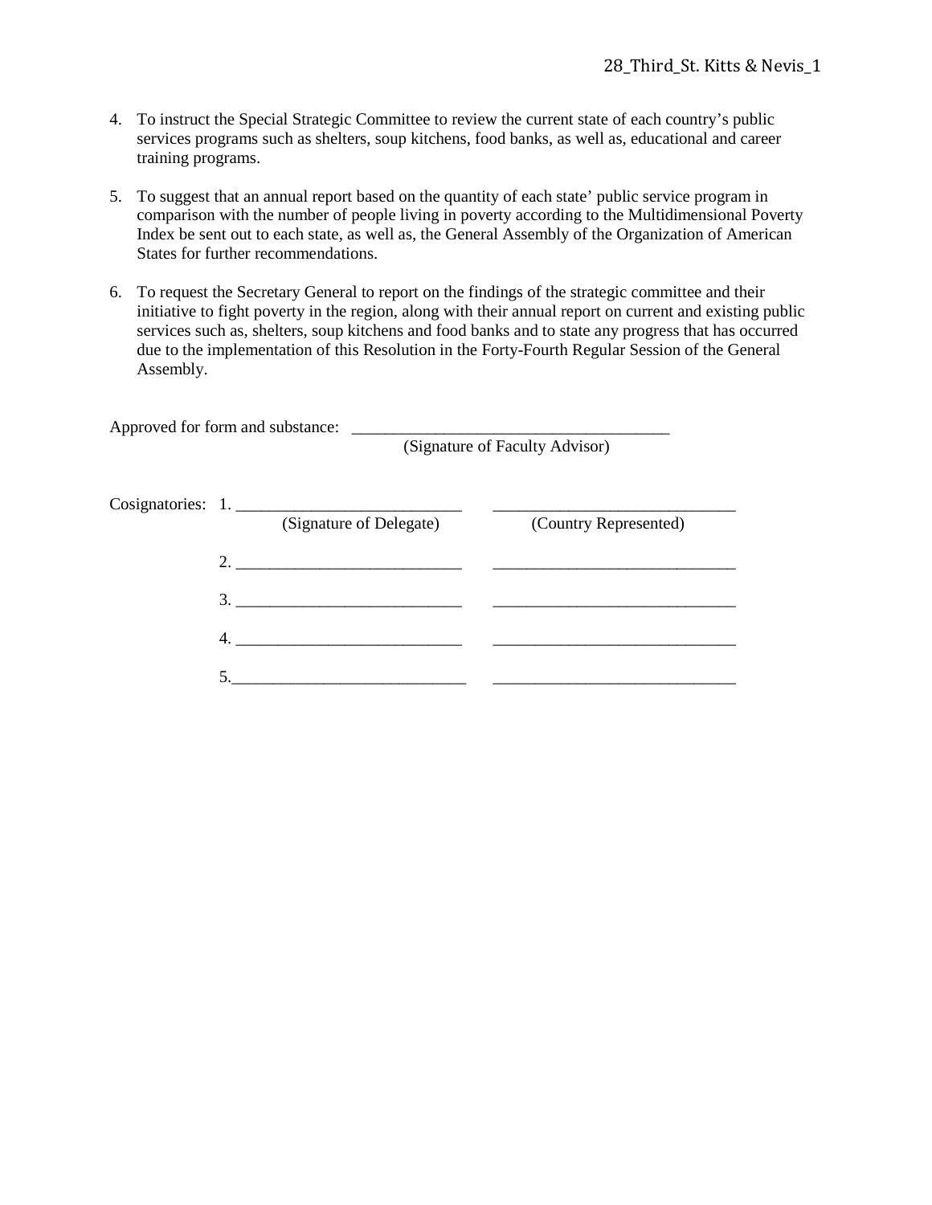4. To instruct the Special Strategic Committee to review the current state of each country's public services programs such as shelters, soup kitchens, food banks, as well as, educational and career training programs.

5. To suggest that an annual report based on the quantity of each state' public service program in comparison with the number of people living in poverty according to the Multidimensional Poverty Index be sent out to each state, as well as, the General Assembly of the Organization of American States for further recommendations.

6. To request the Secretary General to report on the findings of the strategic committee and their initiative to fight poverty in the region, along with their annual report on current and existing public services such as, shelters, soup kitchens and food banks and to state any progress that has occurred due to the implementation of this Resolution in the Forty-Fourth Regular Session of the General Assembly.

Approved for form and substance: ______________________________________
(Signature of Faculty Advisor)

Cosignatories:

1. ___________________________ ___________________________
(Signature of Delegate) (Country Represented)

2. ___________________________ ___________________________

3. ___________________________ ___________________________

4. ___________________________ ___________________________

5. ___________________________ ___________________________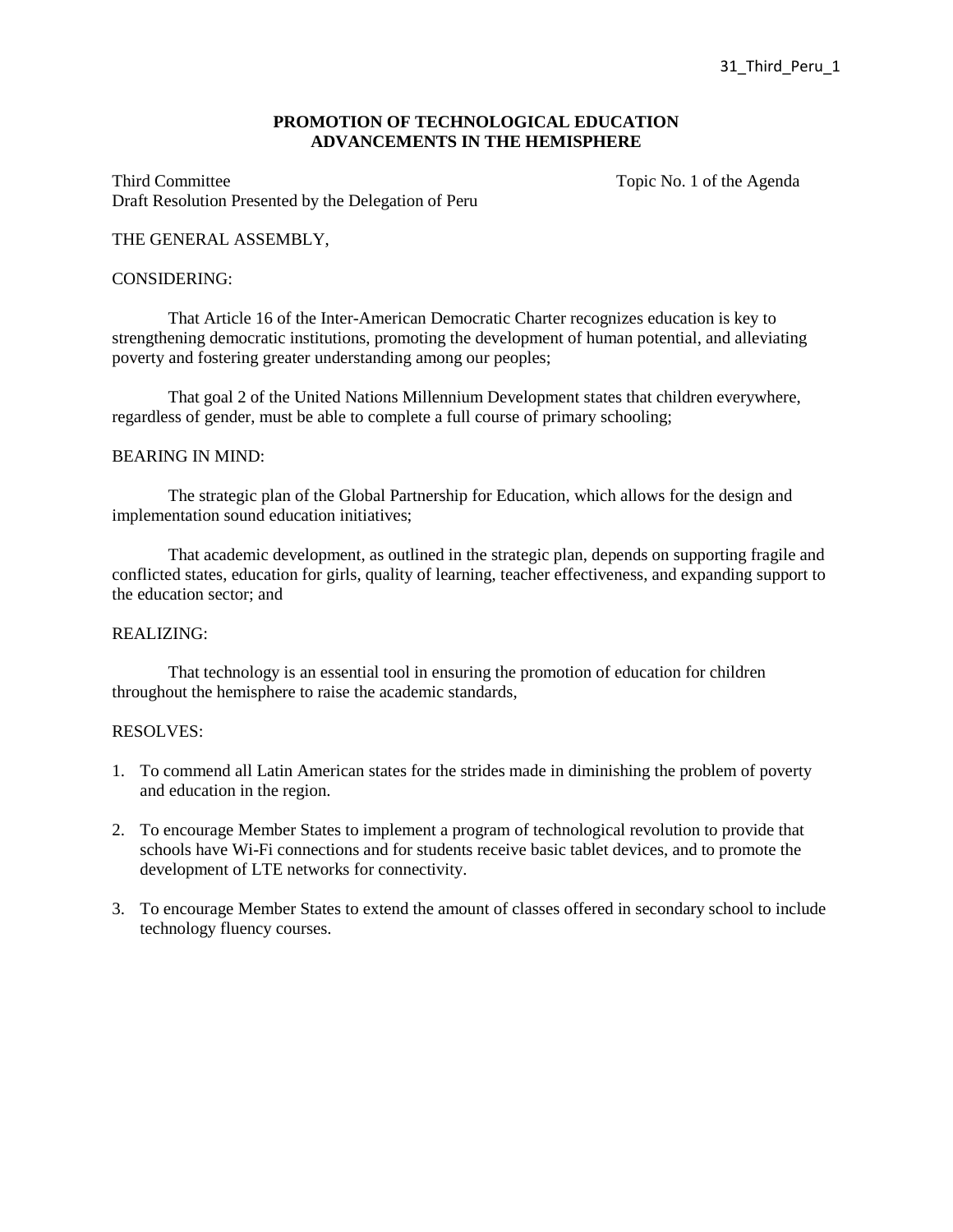31_Third_Peru_1

**PROMOTION OF TECHNOLOGICAL EDUCATION ADVANCEMENTS IN THE HEMISPHERE**

Third Committee — Topic No. 1 of the Agenda
Draft Resolution Presented by the Delegation of Peru

THE GENERAL ASSEMBLY,

CONSIDERING:

That Article 16 of the Inter-American Democratic Charter recognizes education is key to strengthening democratic institutions, promoting the development of human potential, and alleviating poverty and fostering greater understanding among our peoples;

That goal 2 of the United Nations Millennium Development states that children everywhere, regardless of gender, must be able to complete a full course of primary schooling;

BEARING IN MIND:

The strategic plan of the Global Partnership for Education, which allows for the design and implementation sound education initiatives;

That academic development, as outlined in the strategic plan, depends on supporting fragile and conflicted states, education for girls, quality of learning, teacher effectiveness, and expanding support to the education sector; and

REALIZING:

That technology is an essential tool in ensuring the promotion of education for children throughout the hemisphere to raise the academic standards,

RESOLVES:

1. To commend all Latin American states for the strides made in diminishing the problem of poverty and education in the region.

2. To encourage Member States to implement a program of technological revolution to provide that schools have Wi-Fi connections and for students receive basic tablet devices, and to promote the development of LTE networks for connectivity.

3. To encourage Member States to extend the amount of classes offered in secondary school to include technology fluency courses.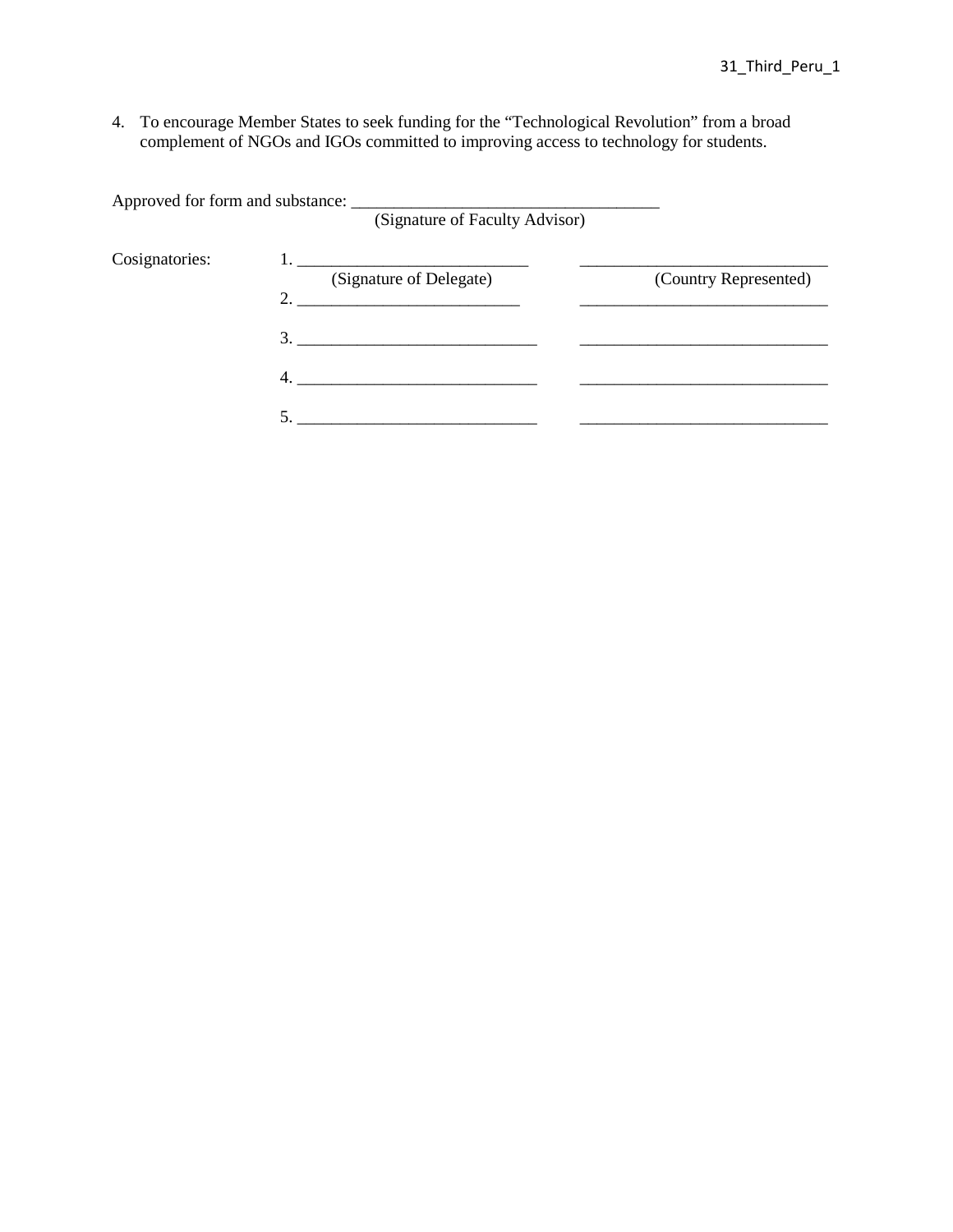4. To encourage Member States to seek funding for the "Technological Revolution" from a broad complement of NGOs and IGOs committed to improving access to technology for students.

Approved for form and substance: ____________________________________
(Signature of Faculty Advisor)

| Cosignatories: | (Signature of Delegate) | (Country Represented) |
|---|---|---|
| | 1. ____________________________ | ______________________________ |
| | 2. ____________________________ | ______________________________ |
| | 3. ____________________________ | ______________________________ |
| | 4. ____________________________ | ______________________________ |
| | 5. ____________________________ | ______________________________ |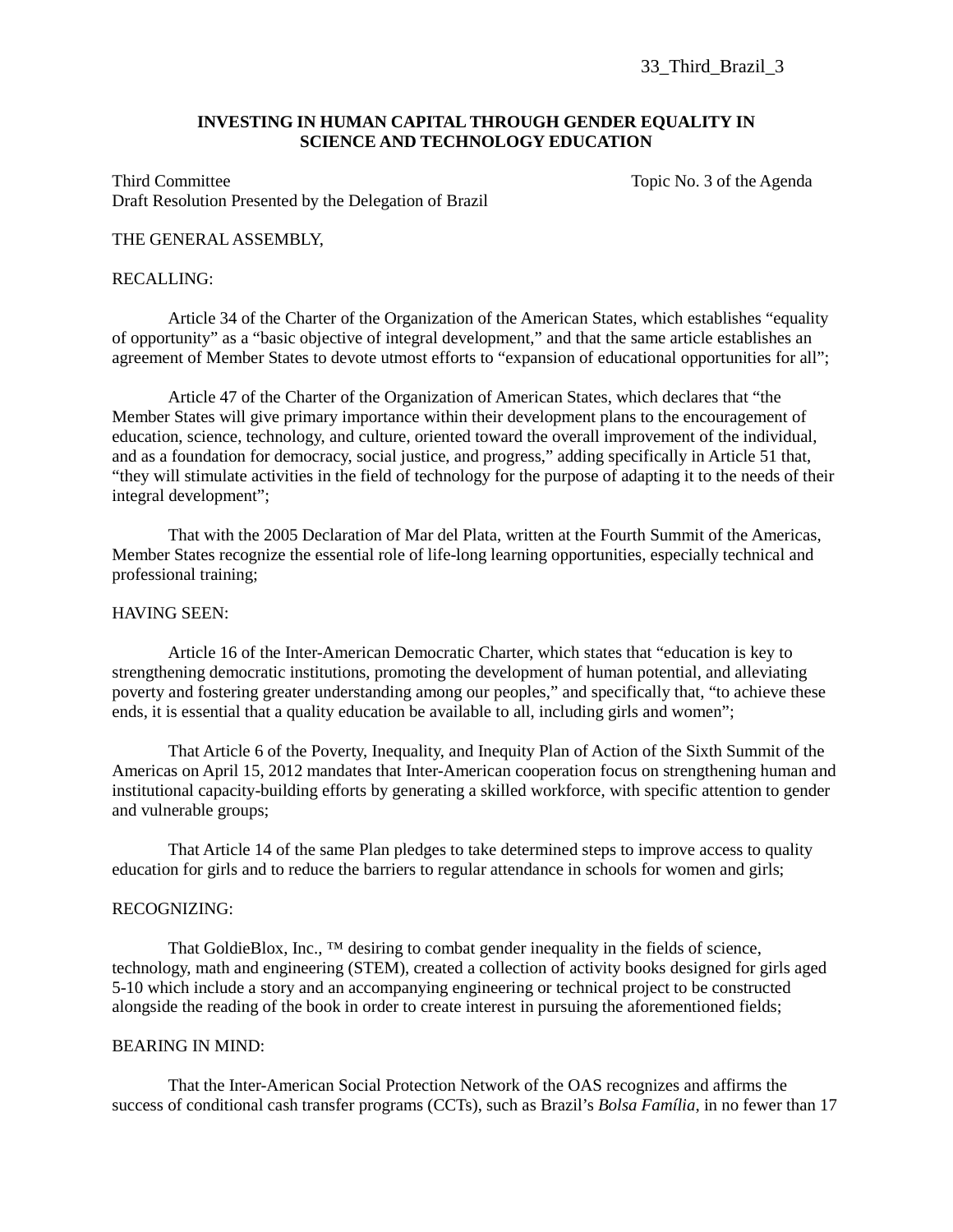33_Third_Brazil_3

**INVESTING IN HUMAN CAPITAL THROUGH GENDER EQUALITY IN SCIENCE AND TECHNOLOGY EDUCATION**

Third Committee  Topic No. 3 of the Agenda
Draft Resolution Presented by the Delegation of Brazil

THE GENERAL ASSEMBLY,

RECALLING:

Article 34 of the Charter of the Organization of the American States, which establishes "equality of opportunity" as a "basic objective of integral development," and that the same article establishes an agreement of Member States to devote utmost efforts to "expansion of educational opportunities for all";

Article 47 of the Charter of the Organization of American States, which declares that "the Member States will give primary importance within their development plans to the encouragement of education, science, technology, and culture, oriented toward the overall improvement of the individual, and as a foundation for democracy, social justice, and progress," adding specifically in Article 51 that, "they will stimulate activities in the field of technology for the purpose of adapting it to the needs of their integral development";

That with the 2005 Declaration of Mar del Plata, written at the Fourth Summit of the Americas, Member States recognize the essential role of life-long learning opportunities, especially technical and professional training;

HAVING SEEN:

Article 16 of the Inter-American Democratic Charter, which states that "education is key to strengthening democratic institutions, promoting the development of human potential, and alleviating poverty and fostering greater understanding among our peoples," and specifically that, "to achieve these ends, it is essential that a quality education be available to all, including girls and women";

That Article 6 of the Poverty, Inequality, and Inequity Plan of Action of the Sixth Summit of the Americas on April 15, 2012 mandates that Inter-American cooperation focus on strengthening human and institutional capacity-building efforts by generating a skilled workforce, with specific attention to gender and vulnerable groups;

That Article 14 of the same Plan pledges to take determined steps to improve access to quality education for girls and to reduce the barriers to regular attendance in schools for women and girls;

RECOGNIZING:

That GoldieBlox, Inc., ™ desiring to combat gender inequality in the fields of science, technology, math and engineering (STEM), created a collection of activity books designed for girls aged 5-10 which include a story and an accompanying engineering or technical project to be constructed alongside the reading of the book in order to create interest in pursuing the aforementioned fields;

BEARING IN MIND:

That the Inter-American Social Protection Network of the OAS recognizes and affirms the success of conditional cash transfer programs (CCTs), such as Brazil's *Bolsa Família*, in no fewer than 17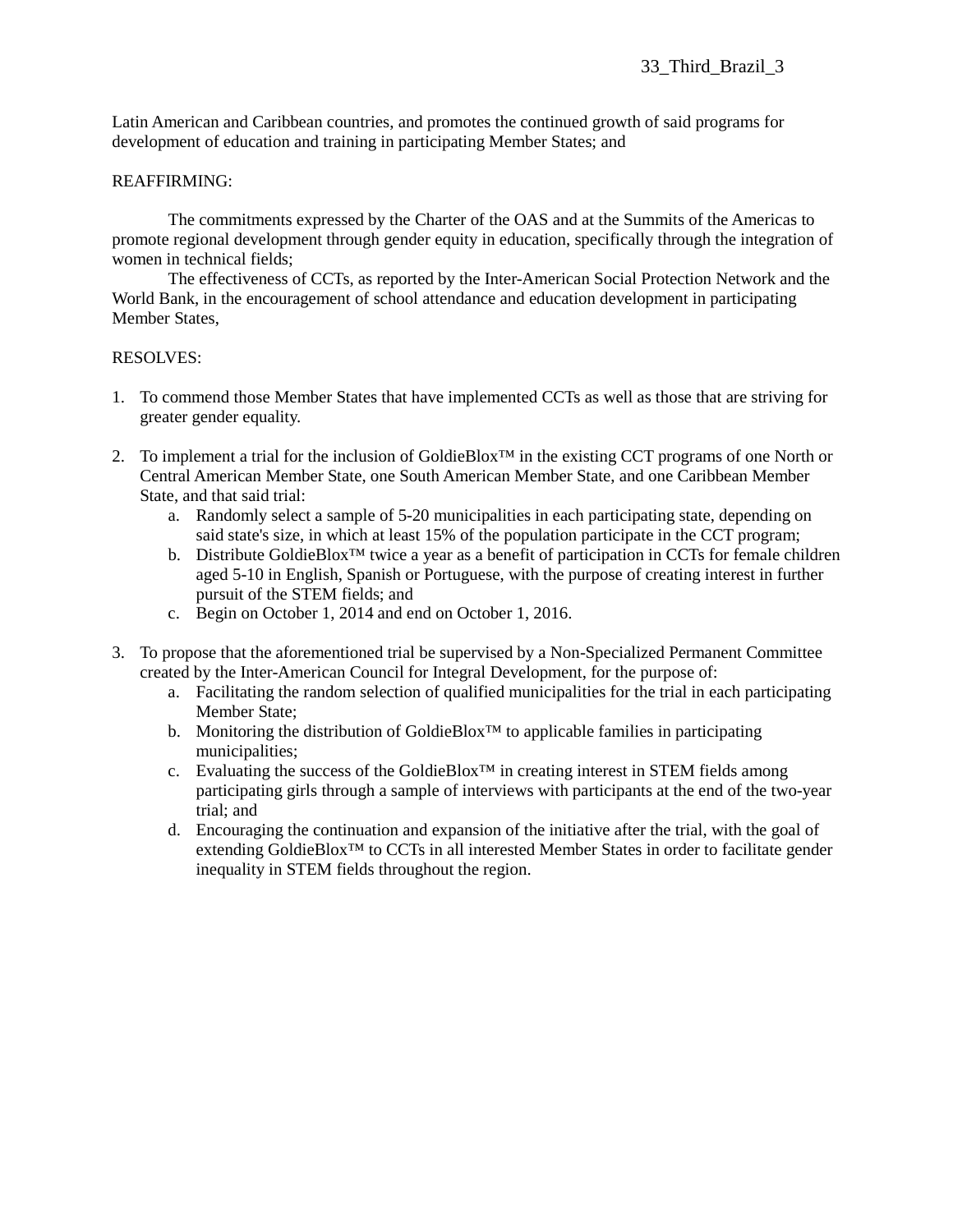Latin American and Caribbean countries, and promotes the continued growth of said programs for development of education and training in participating Member States; and

REAFFIRMING:

The commitments expressed by the Charter of the OAS and at the Summits of the Americas to promote regional development through gender equity in education, specifically through the integration of women in technical fields;

The effectiveness of CCTs, as reported by the Inter-American Social Protection Network and the World Bank, in the encouragement of school attendance and education development in participating Member States,

RESOLVES:

1. To commend those Member States that have implemented CCTs as well as those that are striving for greater gender equality.

2. To implement a trial for the inclusion of GoldieBlox™ in the existing CCT programs of one North or Central American Member State, one South American Member State, and one Caribbean Member State, and that said trial:
    a. Randomly select a sample of 5-20 municipalities in each participating state, depending on said state's size, in which at least 15% of the population participate in the CCT program;
    b. Distribute GoldieBlox™ twice a year as a benefit of participation in CCTs for female children aged 5-10 in English, Spanish or Portuguese, with the purpose of creating interest in further pursuit of the STEM fields; and
    c. Begin on October 1, 2014 and end on October 1, 2016.

3. To propose that the aforementioned trial be supervised by a Non-Specialized Permanent Committee created by the Inter-American Council for Integral Development, for the purpose of:
    a. Facilitating the random selection of qualified municipalities for the trial in each participating Member State;
    b. Monitoring the distribution of GoldieBlox™ to applicable families in participating municipalities;
    c. Evaluating the success of the GoldieBlox™ in creating interest in STEM fields among participating girls through a sample of interviews with participants at the end of the two-year trial; and
    d. Encouraging the continuation and expansion of the initiative after the trial, with the goal of extending GoldieBlox™ to CCTs in all interested Member States in order to facilitate gender inequality in STEM fields throughout the region.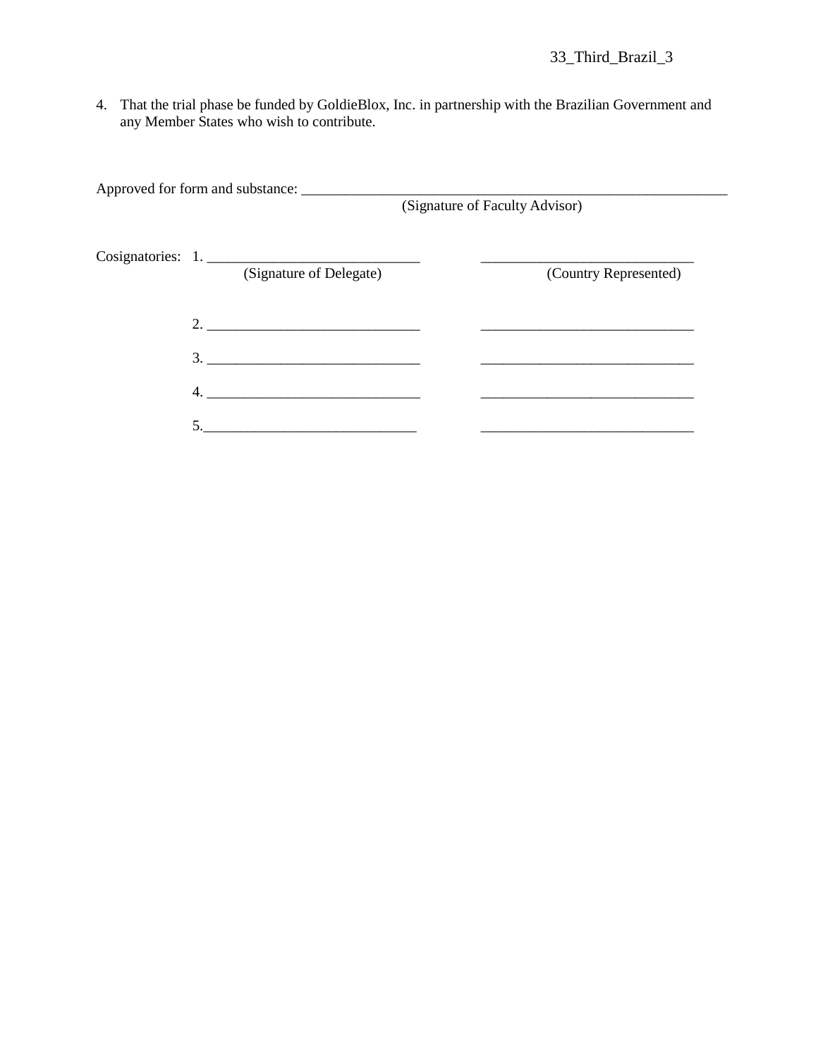4. That the trial phase be funded by GoldieBlox, Inc. in partnership with the Brazilian Government and any Member States who wish to contribute.

Approved for form and substance: _______________________________________________
(Signature of Faculty Advisor)

Cosignatories:

| | (Signature of Delegate) | (Country Represented) |
| --- | --- | --- |
| 1. | _____________________________ | _____________________________ |
| 2. | _____________________________ | _____________________________ |
| 3. | _____________________________ | _____________________________ |
| 4. | _____________________________ | _____________________________ |
| 5. | _____________________________ | _____________________________ |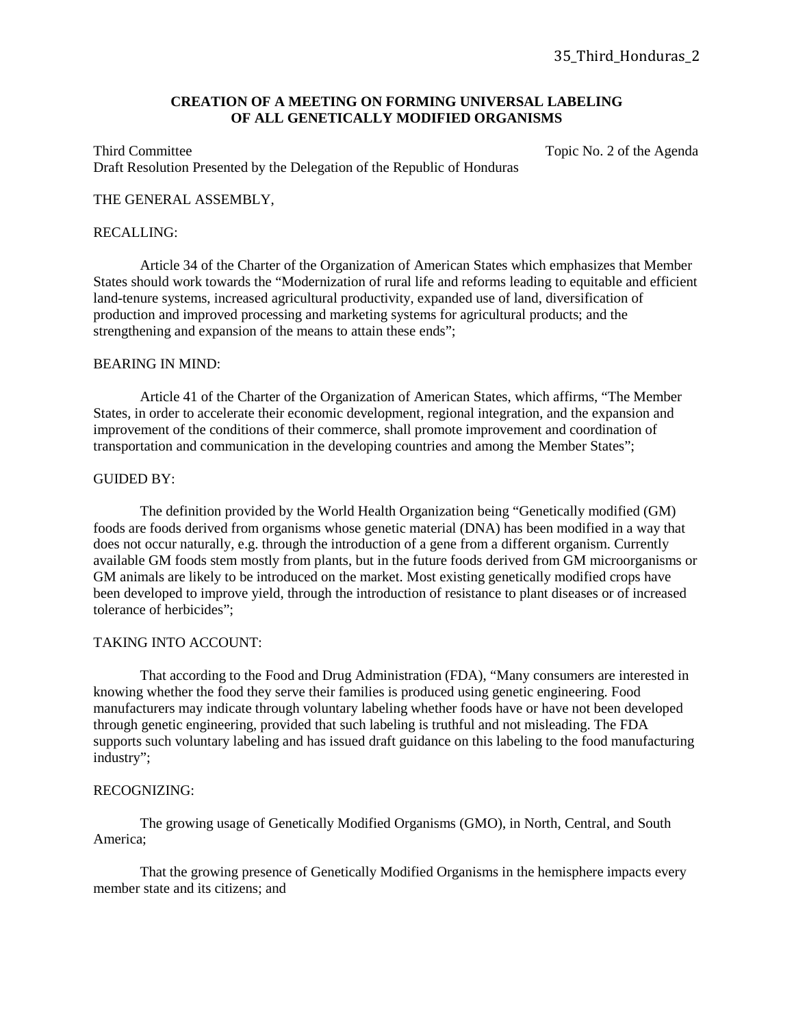35_Third_Honduras_2

**CREATION OF A MEETING ON FORMING UNIVERSAL LABELING OF ALL GENETICALLY MODIFIED ORGANISMS**

Third Committee — Topic No. 2 of the Agenda

Draft Resolution Presented by the Delegation of the Republic of Honduras

THE GENERAL ASSEMBLY,

RECALLING:

Article 34 of the Charter of the Organization of American States which emphasizes that Member States should work towards the "Modernization of rural life and reforms leading to equitable and efficient land-tenure systems, increased agricultural productivity, expanded use of land, diversification of production and improved processing and marketing systems for agricultural products; and the strengthening and expansion of the means to attain these ends";

BEARING IN MIND:

Article 41 of the Charter of the Organization of American States, which affirms, "The Member States, in order to accelerate their economic development, regional integration, and the expansion and improvement of the conditions of their commerce, shall promote improvement and coordination of transportation and communication in the developing countries and among the Member States";

GUIDED BY:

The definition provided by the World Health Organization being "Genetically modified (GM) foods are foods derived from organisms whose genetic material (DNA) has been modified in a way that does not occur naturally, e.g. through the introduction of a gene from a different organism. Currently available GM foods stem mostly from plants, but in the future foods derived from GM microorganisms or GM animals are likely to be introduced on the market. Most existing genetically modified crops have been developed to improve yield, through the introduction of resistance to plant diseases or of increased tolerance of herbicides";

TAKING INTO ACCOUNT:

That according to the Food and Drug Administration (FDA), "Many consumers are interested in knowing whether the food they serve their families is produced using genetic engineering. Food manufacturers may indicate through voluntary labeling whether foods have or have not been developed through genetic engineering, provided that such labeling is truthful and not misleading. The FDA supports such voluntary labeling and has issued draft guidance on this labeling to the food manufacturing industry";

RECOGNIZING:

The growing usage of Genetically Modified Organisms (GMO), in North, Central, and South America;

That the growing presence of Genetically Modified Organisms in the hemisphere impacts every member state and its citizens; and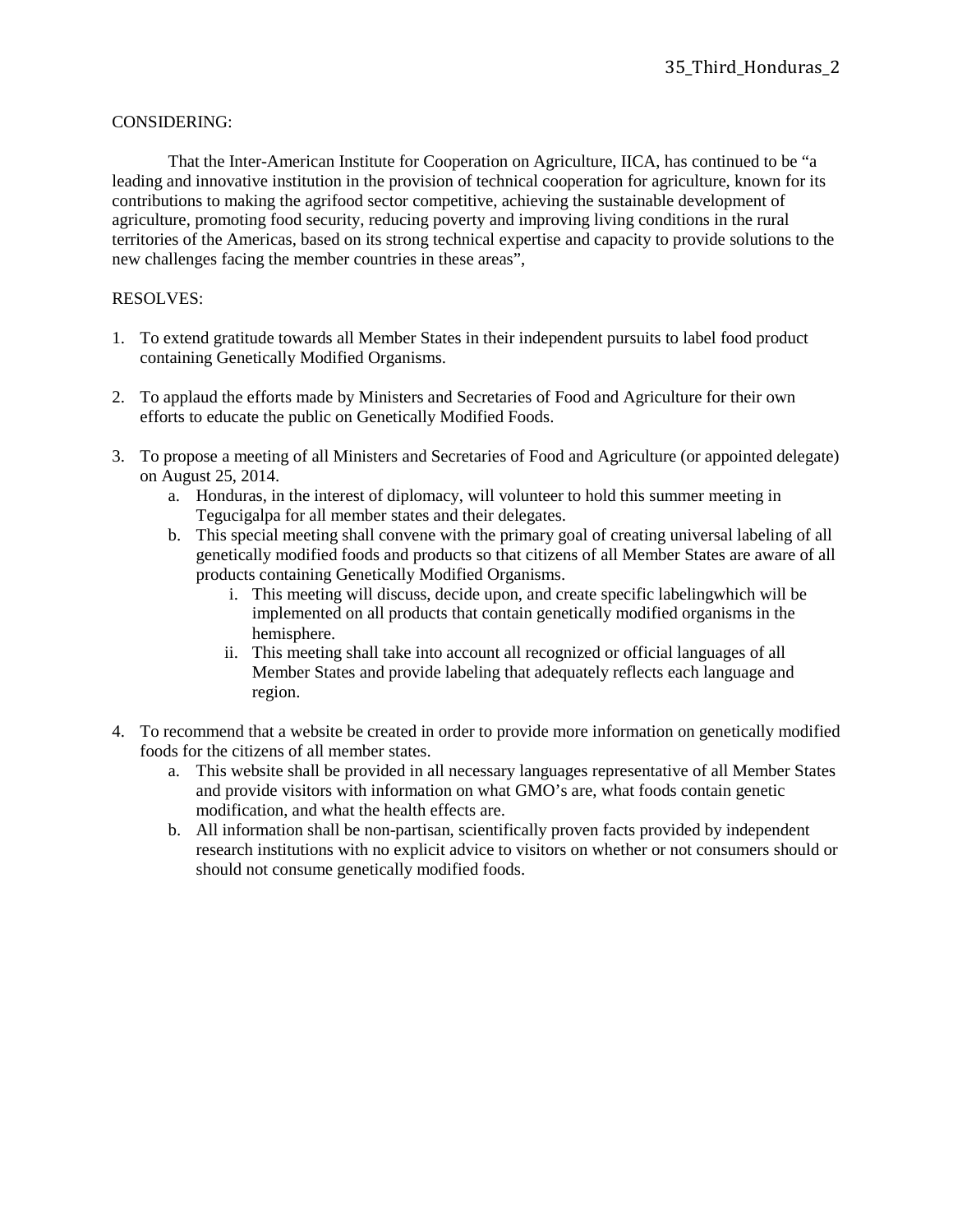CONSIDERING:

That the Inter-American Institute for Cooperation on Agriculture, IICA, has continued to be "a leading and innovative institution in the provision of technical cooperation for agriculture, known for its contributions to making the agrifood sector competitive, achieving the sustainable development of agriculture, promoting food security, reducing poverty and improving living conditions in the rural territories of the Americas, based on its strong technical expertise and capacity to provide solutions to the new challenges facing the member countries in these areas",

RESOLVES:

1. To extend gratitude towards all Member States in their independent pursuits to label food product containing Genetically Modified Organisms.

2. To applaud the efforts made by Ministers and Secretaries of Food and Agriculture for their own efforts to educate the public on Genetically Modified Foods.

3. To propose a meeting of all Ministers and Secretaries of Food and Agriculture (or appointed delegate) on August 25, 2014.
    a. Honduras, in the interest of diplomacy, will volunteer to hold this summer meeting in Tegucigalpa for all member states and their delegates.
    b. This special meeting shall convene with the primary goal of creating universal labeling of all genetically modified foods and products so that citizens of all Member States are aware of all products containing Genetically Modified Organisms.
        i. This meeting will discuss, decide upon, and create specific labelingwhich will be implemented on all products that contain genetically modified organisms in the hemisphere.
        ii. This meeting shall take into account all recognized or official languages of all Member States and provide labeling that adequately reflects each language and region.

4. To recommend that a website be created in order to provide more information on genetically modified foods for the citizens of all member states.
    a. This website shall be provided in all necessary languages representative of all Member States and provide visitors with information on what GMO's are, what foods contain genetic modification, and what the health effects are.
    b. All information shall be non-partisan, scientifically proven facts provided by independent research institutions with no explicit advice to visitors on whether or not consumers should or should not consume genetically modified foods.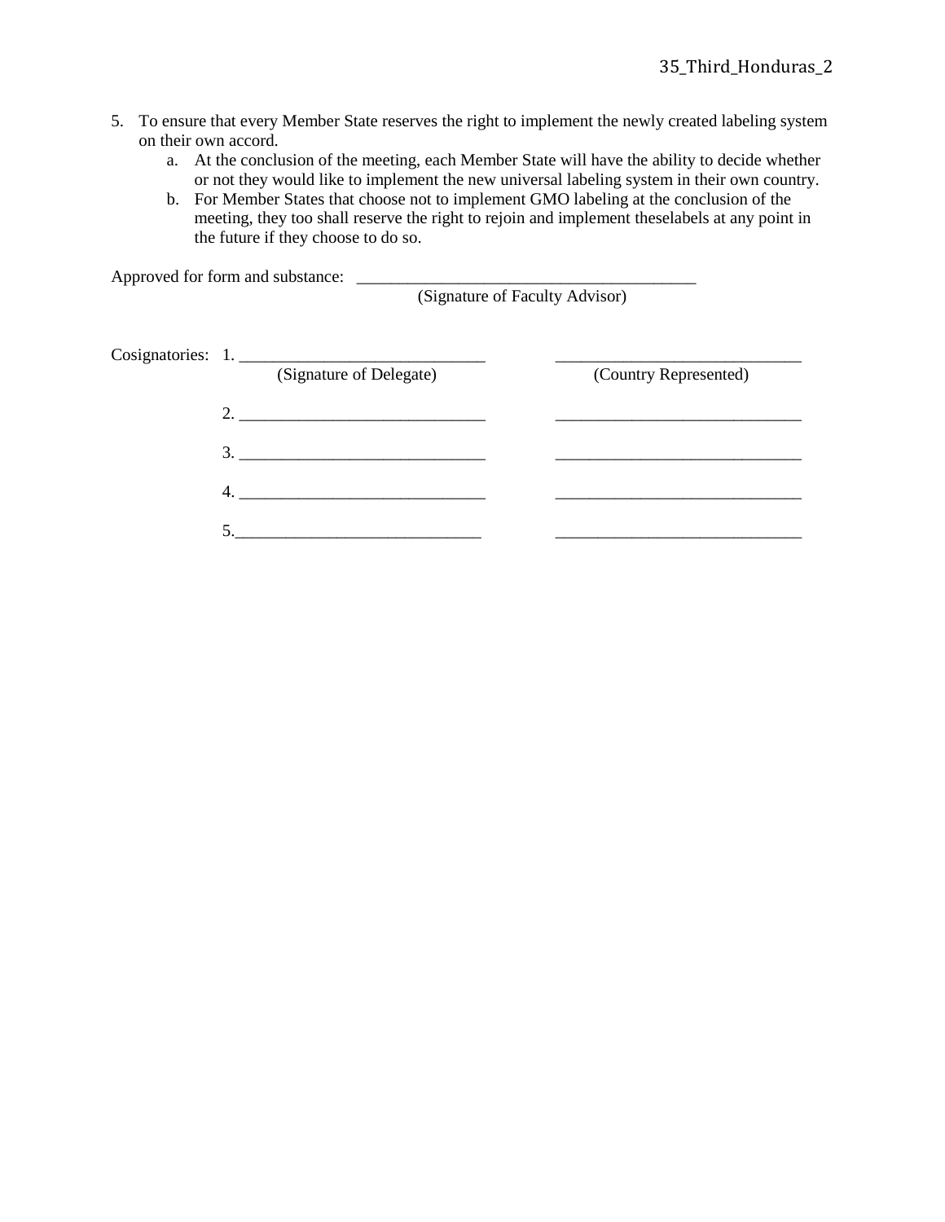5. To ensure that every Member State reserves the right to implement the newly created labeling system on their own accord.
    a. At the conclusion of the meeting, each Member State will have the ability to decide whether or not they would like to implement the new universal labeling system in their own country.
    b. For Member States that choose not to implement GMO labeling at the conclusion of the meeting, they too shall reserve the right to rejoin and implement theselabels at any point in the future if they choose to do so.

Approved for form and substance: ________________________________________
(Signature of Faculty Advisor)

Cosignatories:

| | |
|---|---|
| 1. _____________________________ | _____________________________ |
| (Signature of Delegate) | (Country Represented) |
| 2. _____________________________ | _____________________________ |
| 3. _____________________________ | _____________________________ |
| 4. _____________________________ | _____________________________ |
| 5. _____________________________ | _____________________________ |